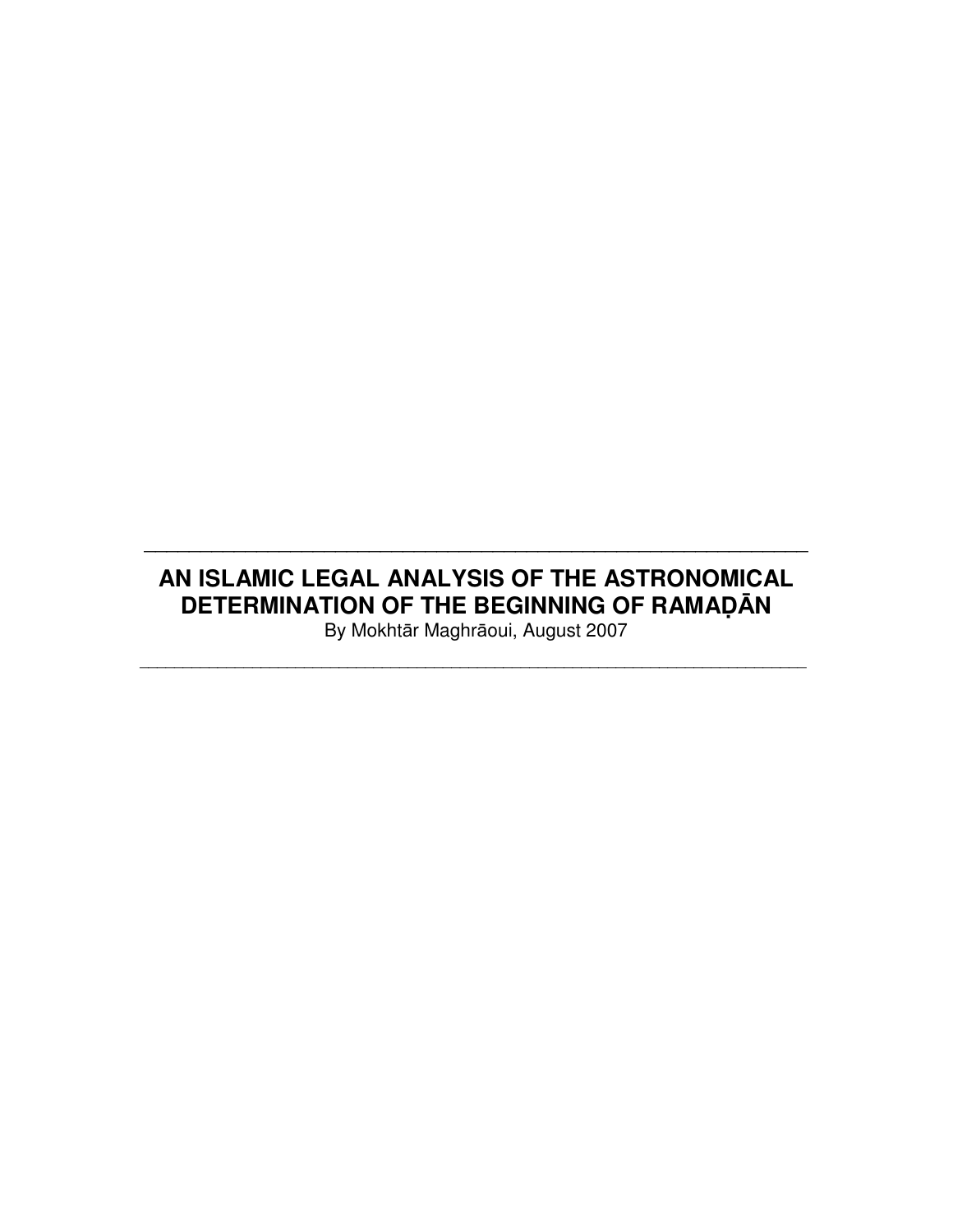# AN ISLAMIC LEGAL ANALYSIS OF THE ASTRONOMICAL DETERMINATION OF THE BEGINNING OF RAMAḌĀN

By Mokhtār Maghrāoui, August 2007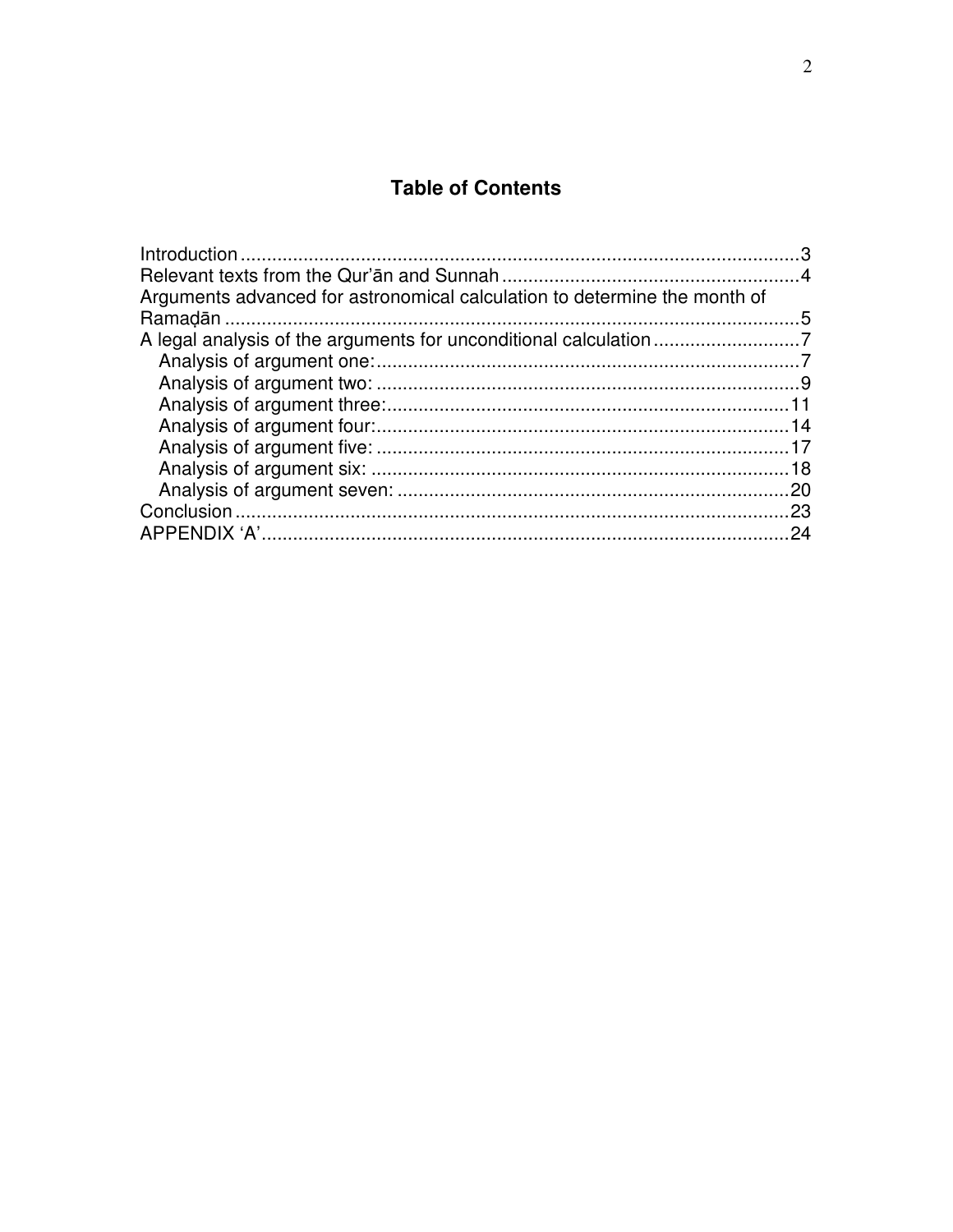## Table of Contents

- Introduction ... 3
- Relevant texts from the Qur'ān and Sunnah ... 4
- Arguments advanced for astronomical calculation to determine the month of Ramaḍān ... 5
- A legal analysis of the arguments for unconditional calculation ... 7
  - Analysis of argument one: ... 7
  - Analysis of argument two: ... 9
  - Analysis of argument three: ... 11
  - Analysis of argument four: ... 14
  - Analysis of argument five: ... 17
  - Analysis of argument six: ... 18
  - Analysis of argument seven: ... 20
- Conclusion ... 23
- APPENDIX 'A' ... 24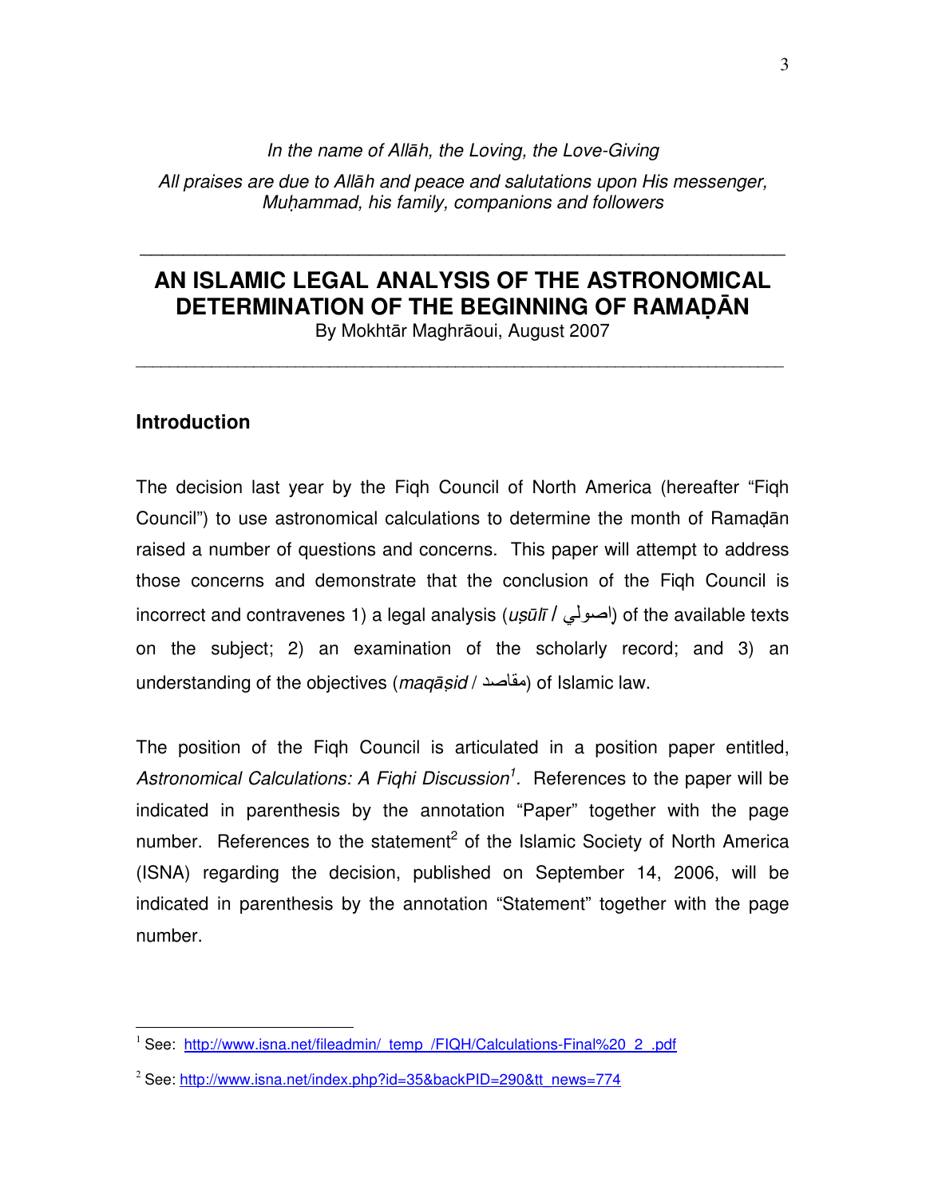*In the name of Allāh, the Loving, the Love-Giving*

*All praises are due to Allāh and peace and salutations upon His messenger, Muḥammad, his family, companions and followers*

---

# AN ISLAMIC LEGAL ANALYSIS OF THE ASTRONOMICAL DETERMINATION OF THE BEGINNING OF RAMAḌĀN

By Mokhtār Maghrāoui, August 2007

---

## Introduction

The decision last year by the Fiqh Council of North America (hereafter "Fiqh Council") to use astronomical calculations to determine the month of Ramaḍān raised a number of questions and concerns. This paper will attempt to address those concerns and demonstrate that the conclusion of the Fiqh Council is incorrect and contravenes 1) a legal analysis (*uṣūlī* / اصولي) of the available texts on the subject; 2) an examination of the scholarly record; and 3) an understanding of the objectives (*maqāṣid* / مقاصد) of Islamic law.

The position of the Fiqh Council is articulated in a position paper entitled, *Astronomical Calculations: A Fiqhi Discussion*[1]. References to the paper will be indicated in parenthesis by the annotation "Paper" together with the page number. References to the statement[2] of the Islamic Society of North America (ISNA) regarding the decision, published on September 14, 2006, will be indicated in parenthesis by the annotation "Statement" together with the page number.

---

[1] See: http://www.isna.net/fileadmin/_temp_/FIQH/Calculations-Final%20_2_.pdf

[2] See: http://www.isna.net/index.php?id=35&backPID=290&tt_news=774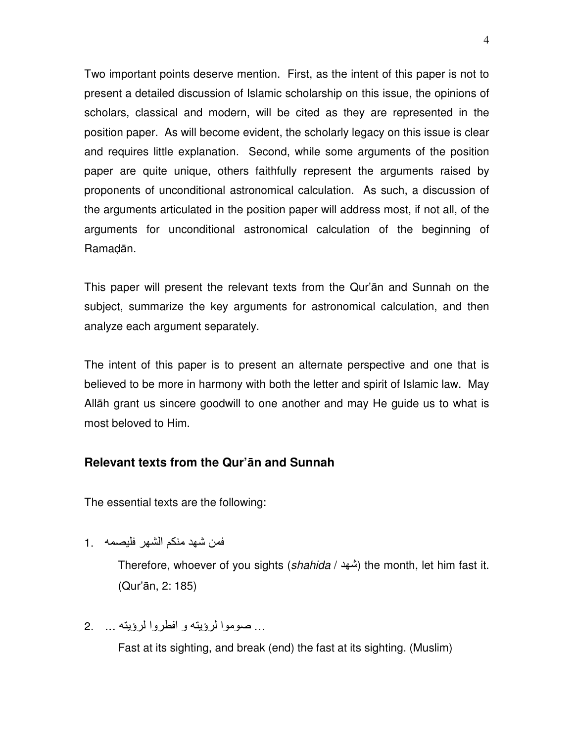Two important points deserve mention. First, as the intent of this paper is not to present a detailed discussion of Islamic scholarship on this issue, the opinions of scholars, classical and modern, will be cited as they are represented in the position paper. As will become evident, the scholarly legacy on this issue is clear and requires little explanation. Second, while some arguments of the position paper are quite unique, others faithfully represent the arguments raised by proponents of unconditional astronomical calculation. As such, a discussion of the arguments articulated in the position paper will address most, if not all, of the arguments for unconditional astronomical calculation of the beginning of Ramaḍān.

This paper will present the relevant texts from the Qur'ān and Sunnah on the subject, summarize the key arguments for astronomical calculation, and then analyze each argument separately.

The intent of this paper is to present an alternate perspective and one that is believed to be more in harmony with both the letter and spirit of Islamic law. May Allāh grant us sincere goodwill to one another and may He guide us to what is most beloved to Him.

### Relevant texts from the Qur'ān and Sunnah

The essential texts are the following:

1. فمن شهد منكم الشهر فليصمه

   Therefore, whoever of you sights (*shahida* / شهد) the month, let him fast it. (Qur'ān, 2: 185)

2. ... صوموا لرؤيته و افطروا لرؤيته ...

   Fast at its sighting, and break (end) the fast at its sighting. (Muslim)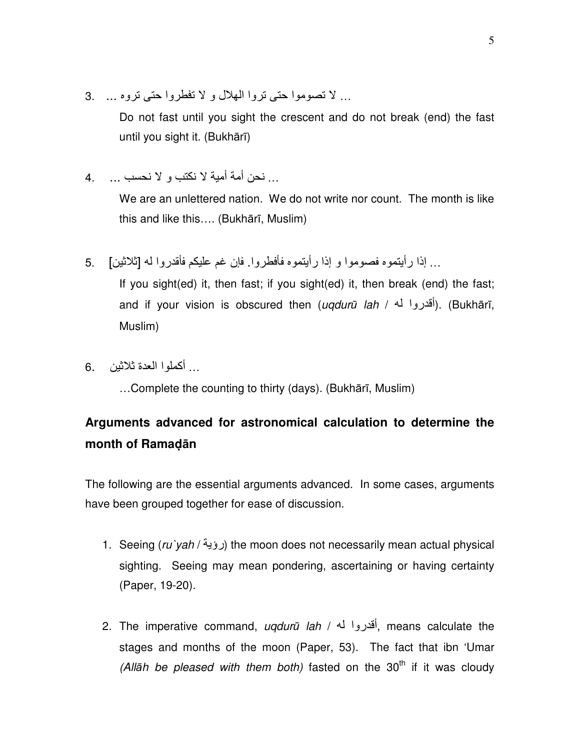3. ... لا تصوموا حتى تروا الهلال و لا تفطروا حتى تروه ...

   Do not fast until you sight the crescent and do not break (end) the fast until you sight it. (Bukhārī)

4. ... نحن أمة أمية لا نكتب و لا نحسب ...

   We are an unlettered nation. We do not write nor count. The month is like this and like this…. (Bukhārī, Muslim)

5. ... إذا رأيتموه فصوموا و إذا رأيتموه فأفطروا. فإن غم عليكم فأقدروا له [ثلاثين]

   If you sight(ed) it, then fast; if you sight(ed) it, then break (end) the fast; and if your vision is obscured then (*uqdurū lah* / أقدروا له). (Bukhārī, Muslim)

6. ... أكملوا العدة ثلاثين

   …Complete the counting to thirty (days). (Bukhārī, Muslim)

## Arguments advanced for astronomical calculation to determine the month of Ramaḍān

The following are the essential arguments advanced. In some cases, arguments have been grouped together for ease of discussion.

1. Seeing (*ru`yah* / رؤية) the moon does not necessarily mean actual physical sighting. Seeing may mean pondering, ascertaining or having certainty (Paper, 19-20).

2. The imperative command, *uqdurū lah* / أقدروا له, means calculate the stages and months of the moon (Paper, 53). The fact that ibn 'Umar *(Allāh be pleased with them both)* fasted on the 30th if it was cloudy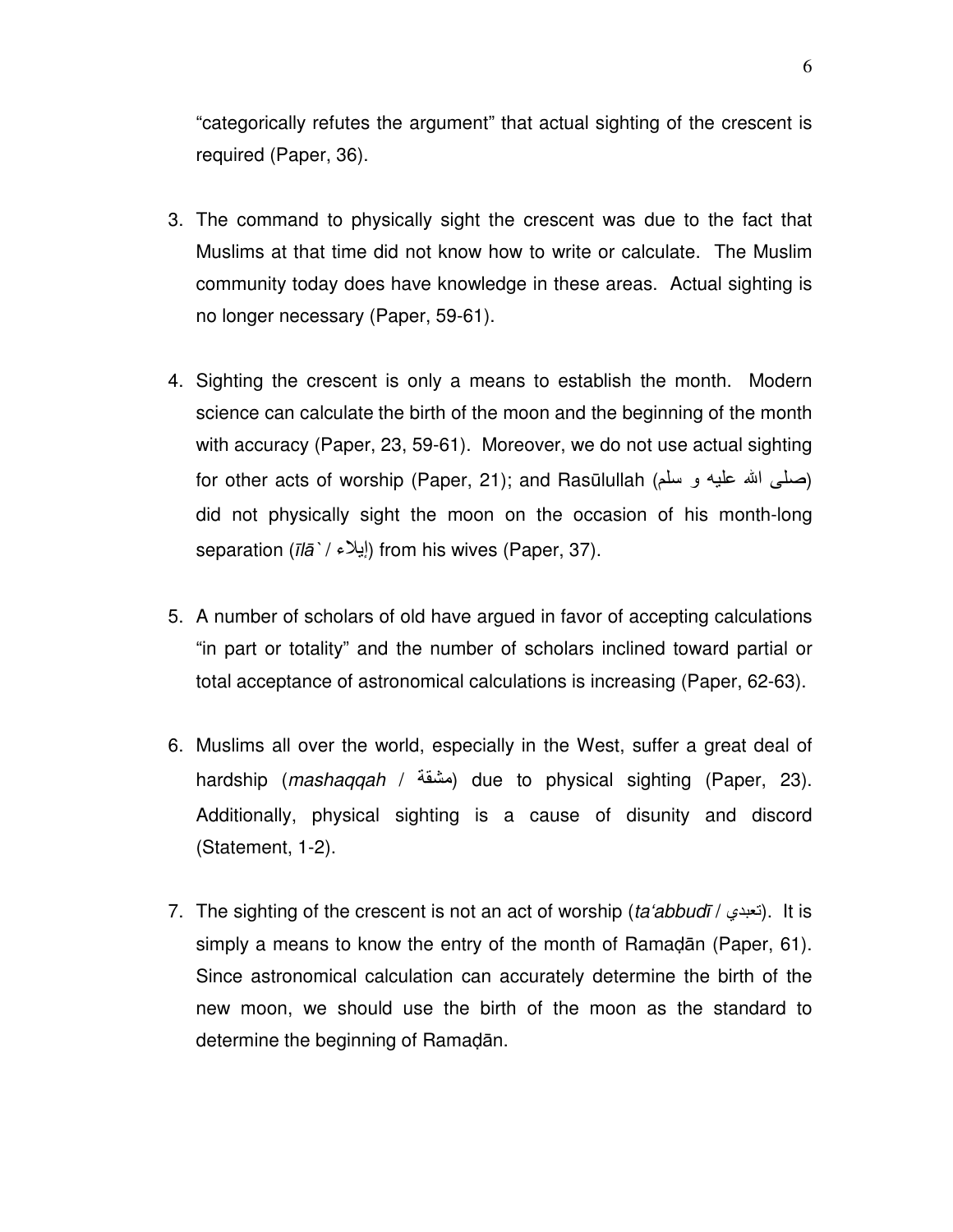"categorically refutes the argument" that actual sighting of the crescent is required (Paper, 36).

3. The command to physically sight the crescent was due to the fact that Muslims at that time did not know how to write or calculate. The Muslim community today does have knowledge in these areas. Actual sighting is no longer necessary (Paper, 59-61).

4. Sighting the crescent is only a means to establish the month. Modern science can calculate the birth of the moon and the beginning of the month with accuracy (Paper, 23, 59-61). Moreover, we do not use actual sighting for other acts of worship (Paper, 21); and Rasūlullah (صلى الله عليه و سلم) did not physically sight the moon on the occasion of his month-long separation (*īlā`* / إيلاء) from his wives (Paper, 37).

5. A number of scholars of old have argued in favor of accepting calculations "in part or totality" and the number of scholars inclined toward partial or total acceptance of astronomical calculations is increasing (Paper, 62-63).

6. Muslims all over the world, especially in the West, suffer a great deal of hardship (*mashaqqah* / مشقة) due to physical sighting (Paper, 23). Additionally, physical sighting is a cause of disunity and discord (Statement, 1-2).

7. The sighting of the crescent is not an act of worship (*ta'abbudī* / تعبدي). It is simply a means to know the entry of the month of Ramaḍān (Paper, 61). Since astronomical calculation can accurately determine the birth of the new moon, we should use the birth of the moon as the standard to determine the beginning of Ramaḍān.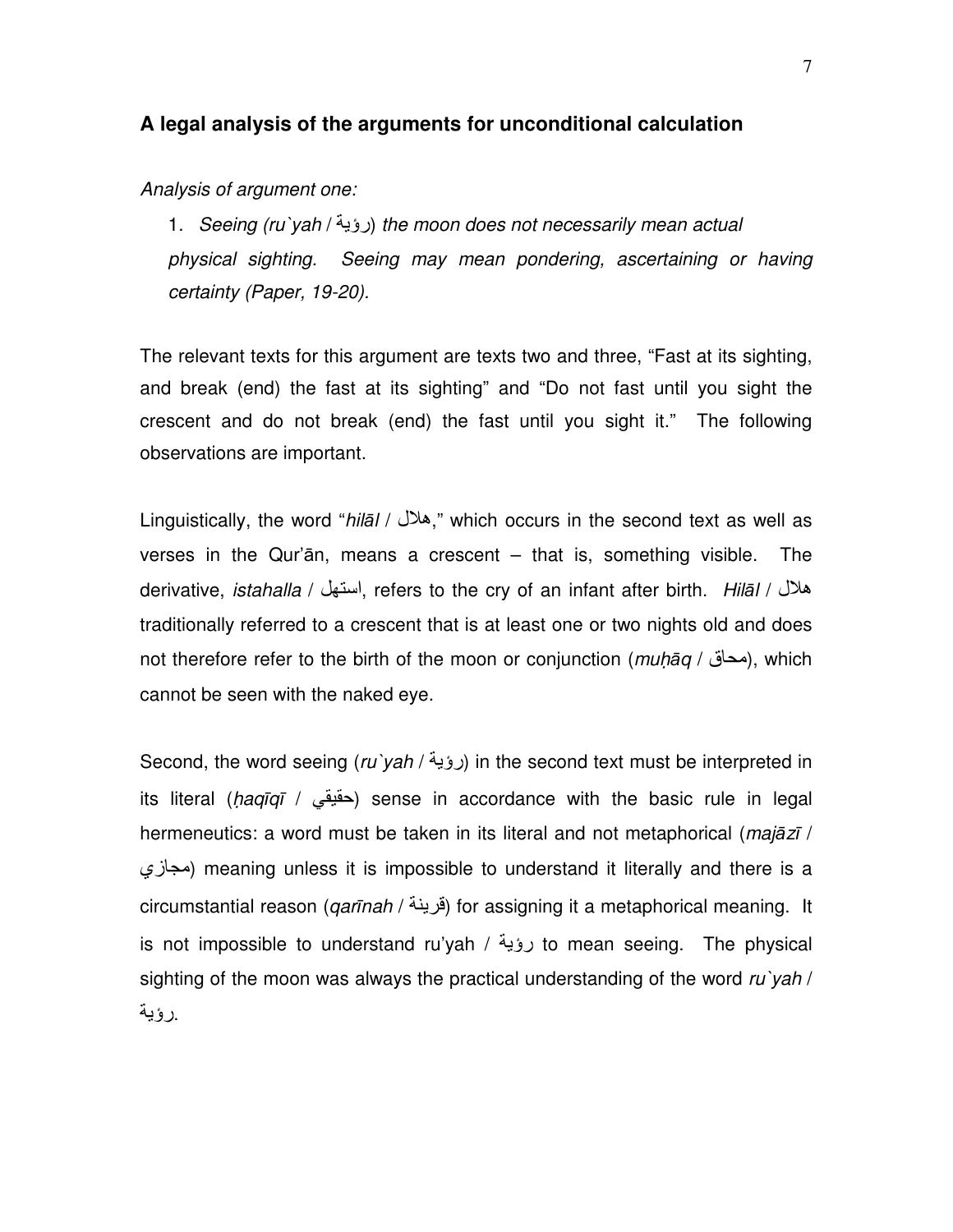## A legal analysis of the arguments for unconditional calculation

*Analysis of argument one:*

1. *Seeing (ru`yah / رؤية) the moon does not necessarily mean actual physical sighting. Seeing may mean pondering, ascertaining or having certainty (Paper, 19-20).*

The relevant texts for this argument are texts two and three, "Fast at its sighting, and break (end) the fast at its sighting" and "Do not fast until you sight the crescent and do not break (end) the fast until you sight it." The following observations are important.

Linguistically, the word "*hilāl* / هلال," which occurs in the second text as well as verses in the Qur'ān, means a crescent – that is, something visible. The derivative, *istahalla* / استهل, refers to the cry of an infant after birth. *Hilāl* / هلال traditionally referred to a crescent that is at least one or two nights old and does not therefore refer to the birth of the moon or conjunction (*muḥāq* / محاق), which cannot be seen with the naked eye.

Second, the word seeing (*ru`yah* / رؤية) in the second text must be interpreted in its literal (*ḥaqīqī* / حقيقي) sense in accordance with the basic rule in legal hermeneutics: a word must be taken in its literal and not metaphorical (*majāzī* / مجازي) meaning unless it is impossible to understand it literally and there is a circumstantial reason (*qarīnah* / قرينة) for assigning it a metaphorical meaning. It is not impossible to understand ru'yah / رؤية to mean seeing. The physical sighting of the moon was always the practical understanding of the word *ru`yah* / رؤية.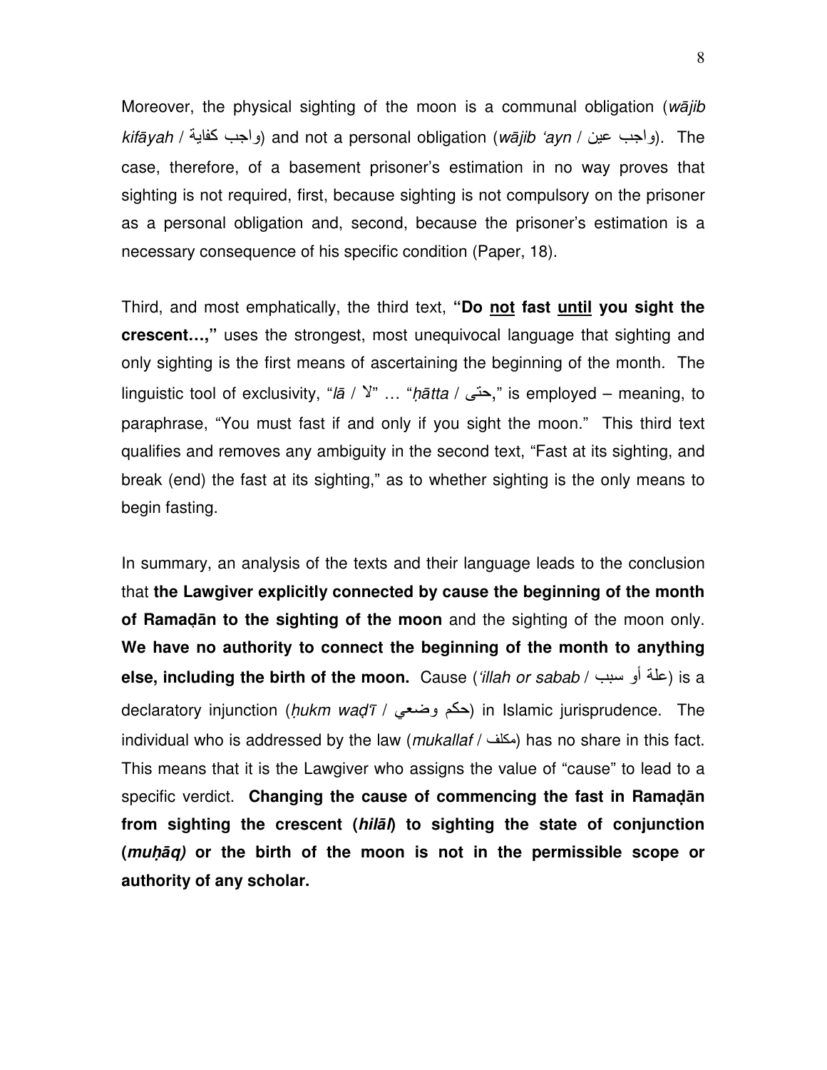Moreover, the physical sighting of the moon is a communal obligation (*wājib kifāyah* / واجب كفاية) and not a personal obligation (*wājib 'ayn* / واجب عين). The case, therefore, of a basement prisoner's estimation in no way proves that sighting is not required, first, because sighting is not compulsory on the prisoner as a personal obligation and, second, because the prisoner's estimation is a necessary consequence of his specific condition (Paper, 18).

Third, and most emphatically, the third text, **"Do <u>not</u> fast <u>until</u> you sight the crescent…,"** uses the strongest, most unequivocal language that sighting and only sighting is the first means of ascertaining the beginning of the month. The linguistic tool of exclusivity, "*lā* / لا" … "*ḥātta* / حتى," is employed – meaning, to paraphrase, "You must fast if and only if you sight the moon." This third text qualifies and removes any ambiguity in the second text, "Fast at its sighting, and break (end) the fast at its sighting," as to whether sighting is the only means to begin fasting.

In summary, an analysis of the texts and their language leads to the conclusion that **the Lawgiver explicitly connected by cause the beginning of the month of Ramaḍān to the sighting of the moon** and the sighting of the moon only. **We have no authority to connect the beginning of the month to anything else, including the birth of the moon.** Cause (*'illah or sabab* / علة أو سبب) is a declaratory injunction (*ḥukm waḍ'ī* / حكم وضعي) in Islamic jurisprudence. The individual who is addressed by the law (*mukallaf* / مكلف) has no share in this fact. This means that it is the Lawgiver who assigns the value of "cause" to lead to a specific verdict. **Changing the cause of commencing the fast in Ramaḍān from sighting the crescent (*hilāl*) to sighting the state of conjunction (*muḥāq*) or the birth of the moon is not in the permissible scope or authority of any scholar.**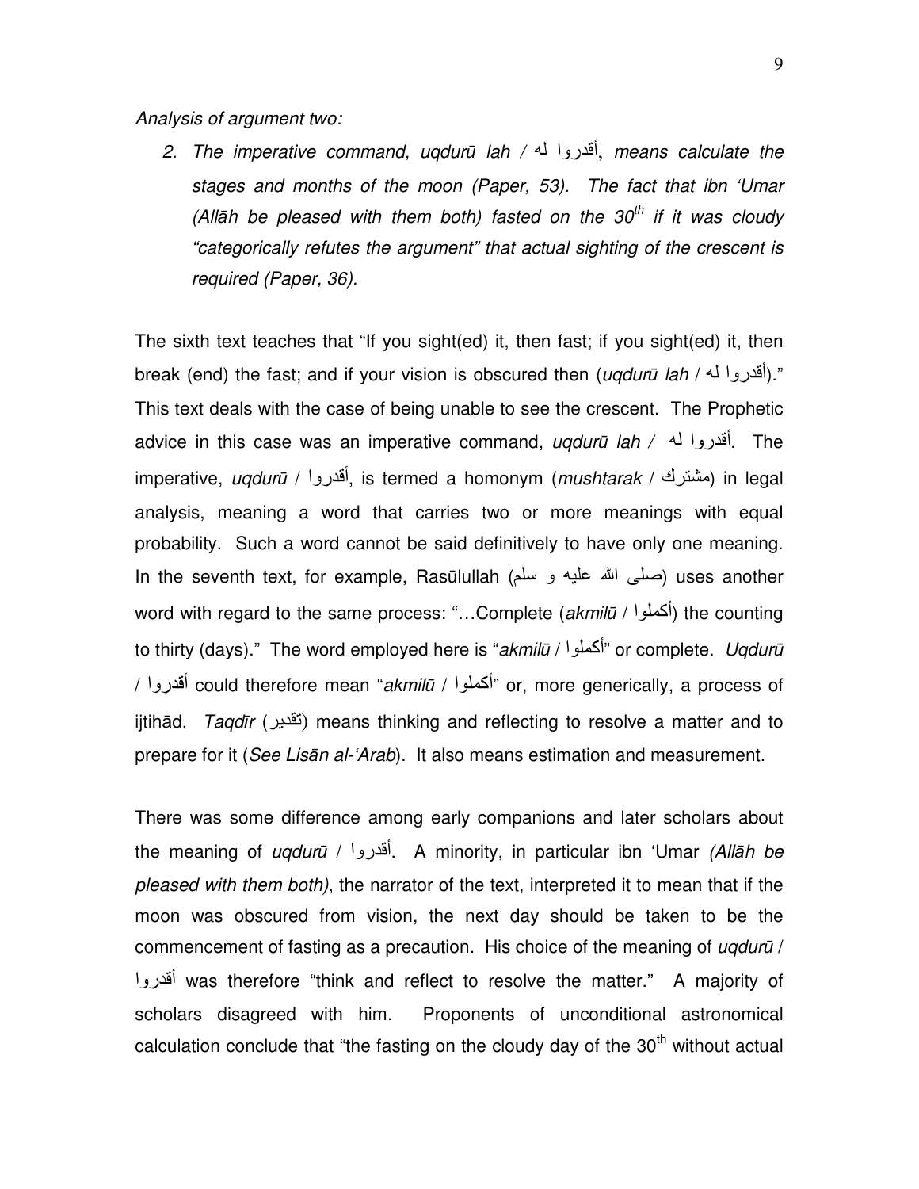*Analysis of argument two:*

2. *The imperative command, uqdurū lah / أقدروا له, means calculate the stages and months of the moon (Paper, 53). The fact that ibn 'Umar (Allāh be pleased with them both) fasted on the 30th if it was cloudy "categorically refutes the argument" that actual sighting of the crescent is required (Paper, 36).*

The sixth text teaches that "If you sight(ed) it, then fast; if you sight(ed) it, then break (end) the fast; and if your vision is obscured then (*uqdurū lah* / أقدروا له)." This text deals with the case of being unable to see the crescent. The Prophetic advice in this case was an imperative command, *uqdurū lah* / أقدروا له. The imperative, *uqdurū* / أقدروا, is termed a homonym (*mushtarak* / مشترك) in legal analysis, meaning a word that carries two or more meanings with equal probability. Such a word cannot be said definitively to have only one meaning. In the seventh text, for example, Rasūlullah (صلى الله عليه و سلم) uses another word with regard to the same process: "…Complete (*akmilū* / أكملوا) the counting to thirty (days)." The word employed here is "*akmilū* / أكملوا" or complete. *Uqdurū* / أقدروا could therefore mean "*akmilū* / أكملوا" or, more generically, a process of ijtihād. *Taqdīr* (تقدير) means thinking and reflecting to resolve a matter and to prepare for it (*See Lisān al-'Arab*). It also means estimation and measurement.

There was some difference among early companions and later scholars about the meaning of *uqdurū* / أقدروا. A minority, in particular ibn 'Umar *(Allāh be pleased with them both)*, the narrator of the text, interpreted it to mean that if the moon was obscured from vision, the next day should be taken to be the commencement of fasting as a precaution. His choice of the meaning of *uqdurū* / أقدروا was therefore "think and reflect to resolve the matter." A majority of scholars disagreed with him. Proponents of unconditional astronomical calculation conclude that "the fasting on the cloudy day of the 30th without actual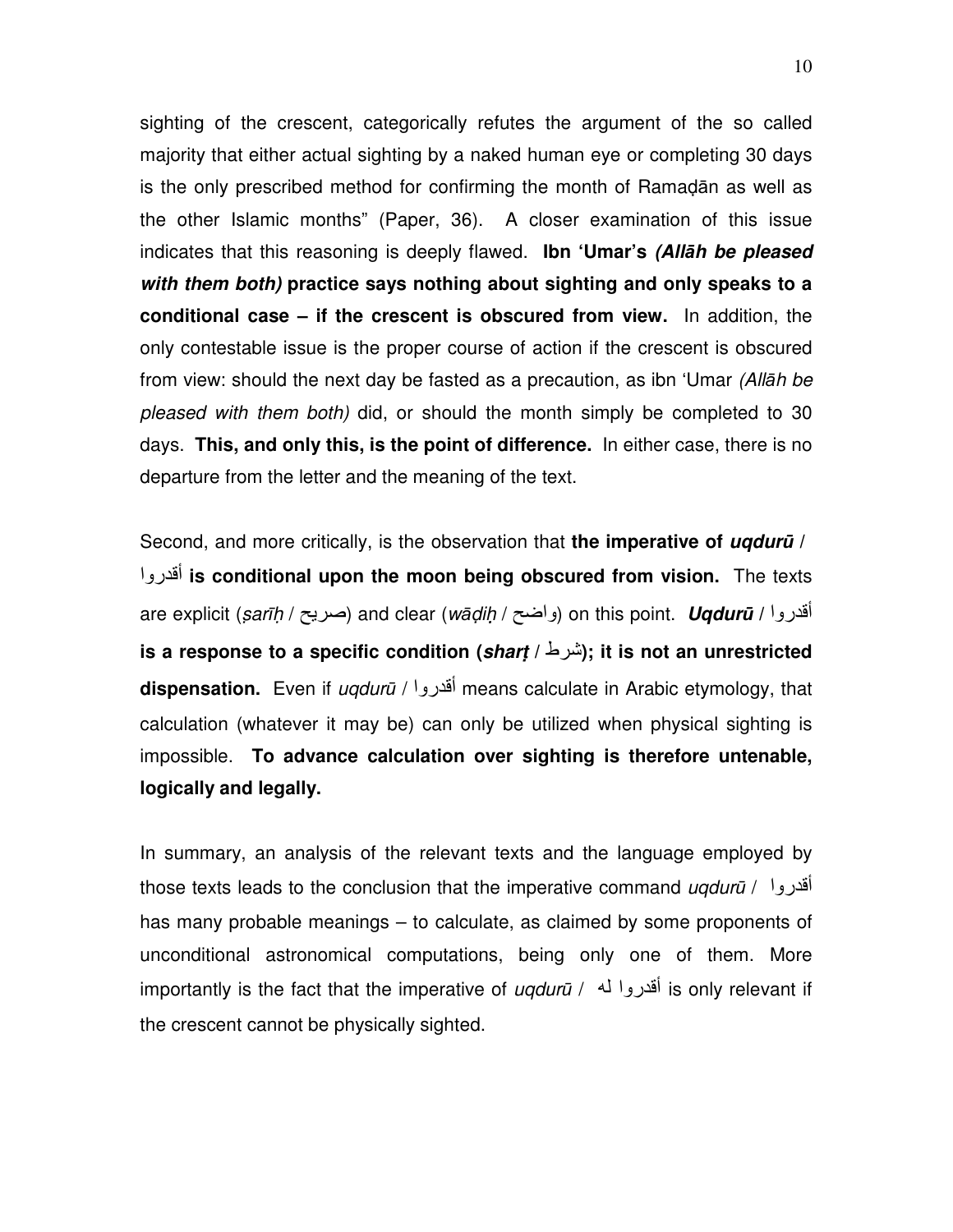sighting of the crescent, categorically refutes the argument of the so called majority that either actual sighting by a naked human eye or completing 30 days is the only prescribed method for confirming the month of Ramaḍān as well as the other Islamic months" (Paper, 36). A closer examination of this issue indicates that this reasoning is deeply flawed. **Ibn 'Umar's *(Allāh be pleased with them both)* practice says nothing about sighting and only speaks to a conditional case – if the crescent is obscured from view.** In addition, the only contestable issue is the proper course of action if the crescent is obscured from view: should the next day be fasted as a precaution, as ibn 'Umar *(Allāh be pleased with them both)* did, or should the month simply be completed to 30 days. **This, and only this, is the point of difference.** In either case, there is no departure from the letter and the meaning of the text.

Second, and more critically, is the observation that **the imperative of *uqdurū* / أقدروا is conditional upon the moon being obscured from vision.** The texts are explicit (*ṣarīḥ* / صريح) and clear (*wāḍiḥ* / واضح) on this point. ***Uqdurū* / أقدروا is a response to a specific condition (*sharṭ* / شرط); it is not an unrestricted dispensation.** Even if *uqdurū* / أقدروا means calculate in Arabic etymology, that calculation (whatever it may be) can only be utilized when physical sighting is impossible. **To advance calculation over sighting is therefore untenable, logically and legally.**

In summary, an analysis of the relevant texts and the language employed by those texts leads to the conclusion that the imperative command *uqdurū* / أقدروا has many probable meanings – to calculate, as claimed by some proponents of unconditional astronomical computations, being only one of them. More importantly is the fact that the imperative of *uqdurū* / أقدروا له is only relevant if the crescent cannot be physically sighted.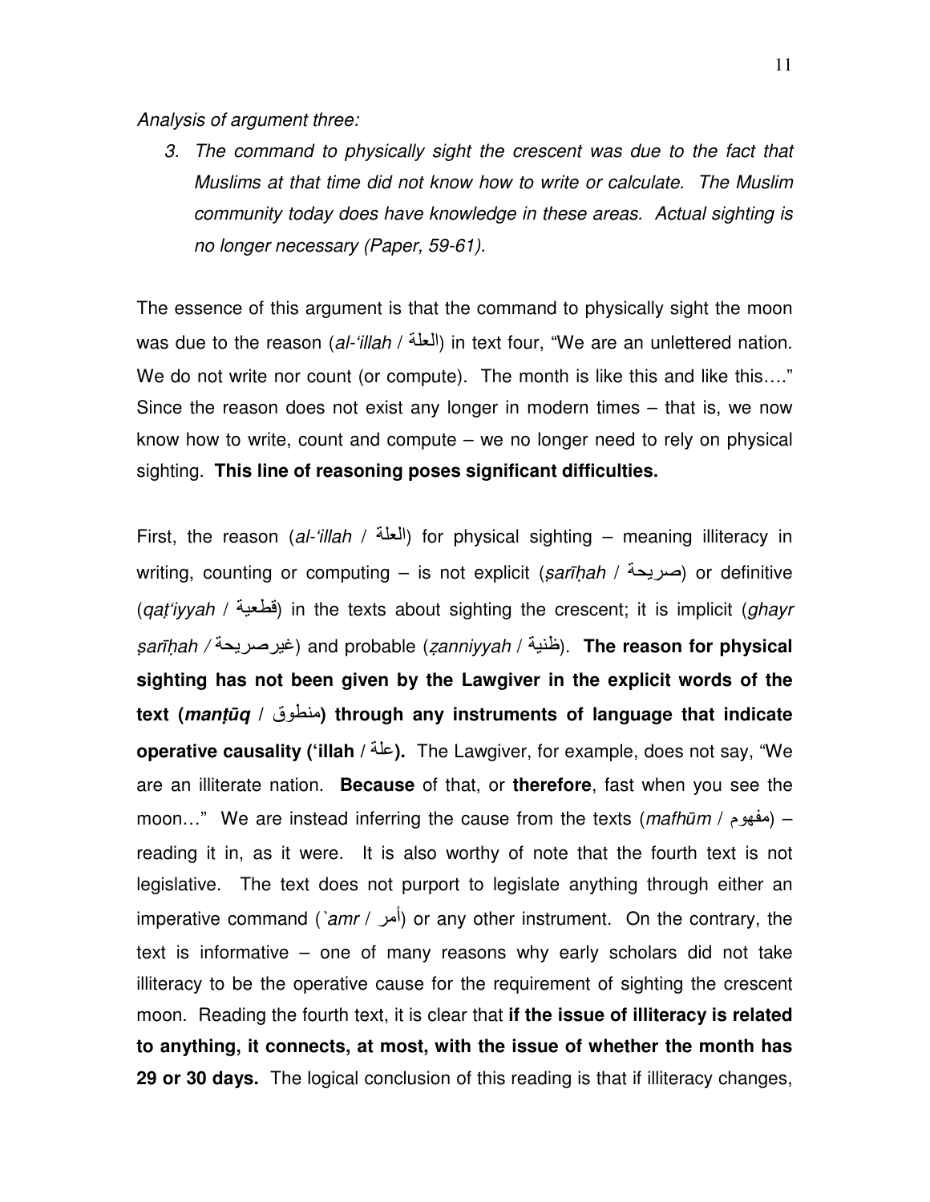*Analysis of argument three:*

3. *The command to physically sight the crescent was due to the fact that Muslims at that time did not know how to write or calculate. The Muslim community today does have knowledge in these areas. Actual sighting is no longer necessary (Paper, 59-61).*

The essence of this argument is that the command to physically sight the moon was due to the reason (*al-'illah* / العلة) in text four, "We are an unlettered nation. We do not write nor count (or compute). The month is like this and like this…." Since the reason does not exist any longer in modern times – that is, we now know how to write, count and compute – we no longer need to rely on physical sighting. **This line of reasoning poses significant difficulties.**

First, the reason (*al-'illah* / العلة) for physical sighting – meaning illiteracy in writing, counting or computing – is not explicit (*ṣarīḥah* / صريحة) or definitive (*qaṭ'iyyah* / قطعية) in the texts about sighting the crescent; it is implicit (*ghayr ṣarīḥah* / غيرصريحة) and probable (*ẓanniyyah* / ظنية). **The reason for physical sighting has not been given by the Lawgiver in the explicit words of the text (*manṭūq* / منطوق) through any instruments of language that indicate operative causality ('illah / علة).** The Lawgiver, for example, does not say, "We are an illiterate nation. **Because** of that, or **therefore**, fast when you see the moon…" We are instead inferring the cause from the texts (*mafhūm* / مفهوم) – reading it in, as it were. It is also worthy of note that the fourth text is not legislative. The text does not purport to legislate anything through either an imperative command (*`amr* / أمر) or any other instrument. On the contrary, the text is informative – one of many reasons why early scholars did not take illiteracy to be the operative cause for the requirement of sighting the crescent moon. Reading the fourth text, it is clear that **if the issue of illiteracy is related to anything, it connects, at most, with the issue of whether the month has 29 or 30 days.** The logical conclusion of this reading is that if illiteracy changes,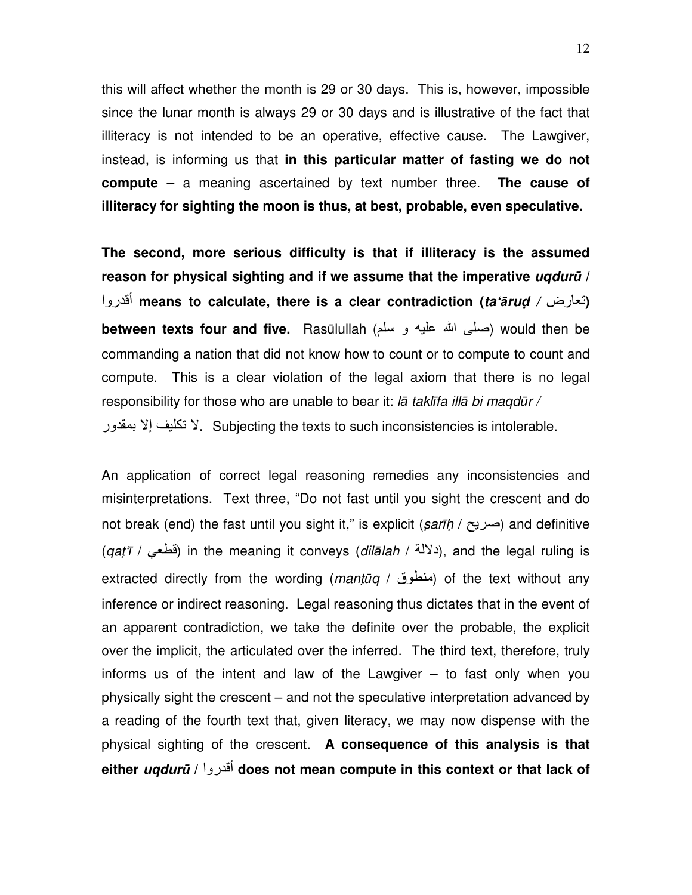this will affect whether the month is 29 or 30 days. This is, however, impossible since the lunar month is always 29 or 30 days and is illustrative of the fact that illiteracy is not intended to be an operative, effective cause. The Lawgiver, instead, is informing us that **in this particular matter of fasting we do not compute** – a meaning ascertained by text number three. **The cause of illiteracy for sighting the moon is thus, at best, probable, even speculative.**

**The second, more serious difficulty is that if illiteracy is the assumed reason for physical sighting and if we assume that the imperative *uqdurū* / أقدروا means to calculate, there is a clear contradiction (*ta'āruḍ* / تعارض) between texts four and five.** Rasūlullah (صلى الله عليه و سلم) would then be commanding a nation that did not know how to count or to compute to count and compute. This is a clear violation of the legal axiom that there is no legal responsibility for those who are unable to bear it: *lā taklīfa illā bi maqdūr /* لا تكليف إلا بمقدور. Subjecting the texts to such inconsistencies is intolerable.

An application of correct legal reasoning remedies any inconsistencies and misinterpretations. Text three, "Do not fast until you sight the crescent and do not break (end) the fast until you sight it," is explicit (*ṣarīḥ* / صريح) and definitive (*qaṭ'ī* / قطعي) in the meaning it conveys (*dilālah* / دلالة), and the legal ruling is extracted directly from the wording (*manṭūq* / منطوق) of the text without any inference or indirect reasoning. Legal reasoning thus dictates that in the event of an apparent contradiction, we take the definite over the probable, the explicit over the implicit, the articulated over the inferred. The third text, therefore, truly informs us of the intent and law of the Lawgiver – to fast only when you physically sight the crescent – and not the speculative interpretation advanced by a reading of the fourth text that, given literacy, we may now dispense with the physical sighting of the crescent. **A consequence of this analysis is that either *uqdurū* / أقدروا does not mean compute in this context or that lack of**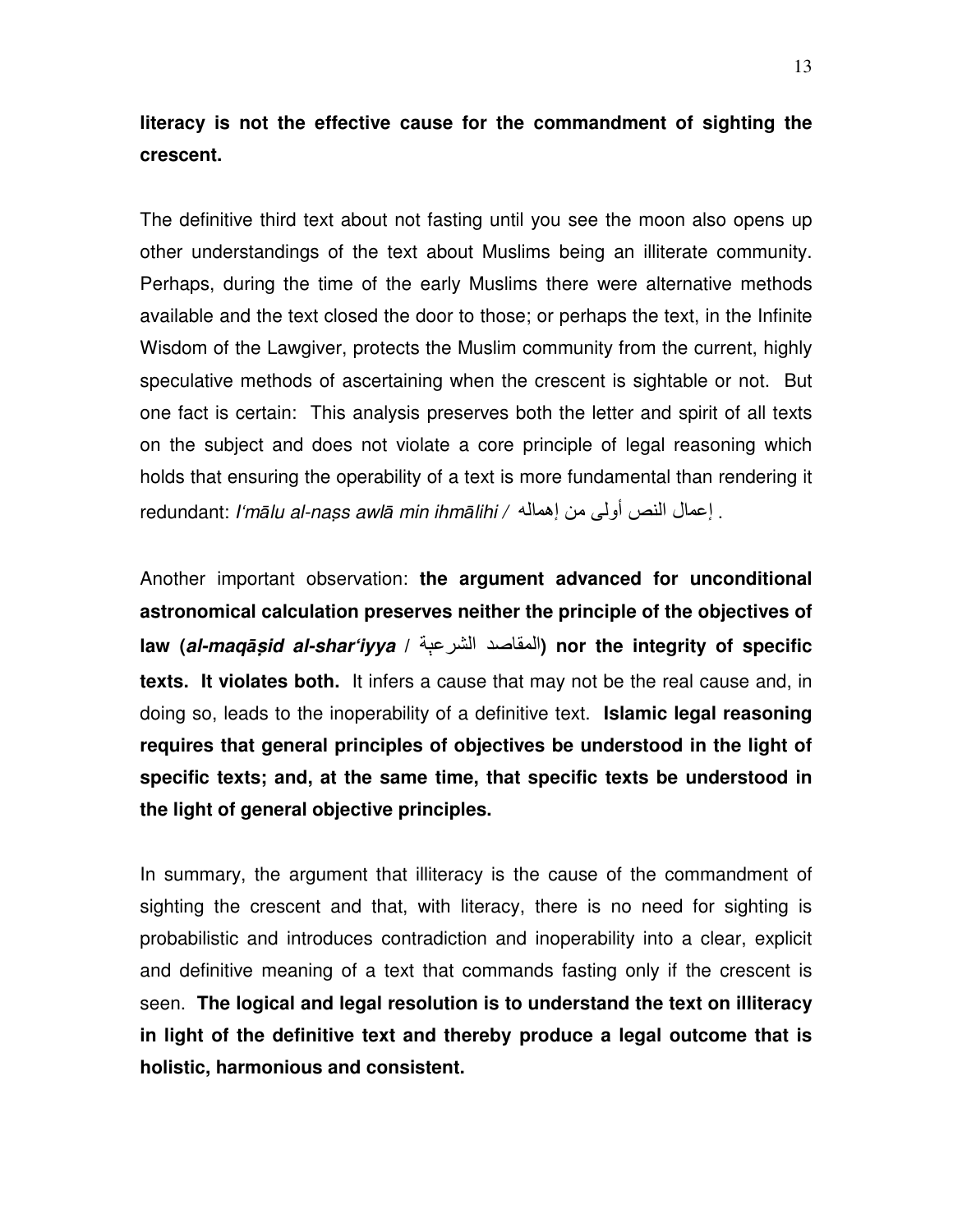**literacy is not the effective cause for the commandment of sighting the crescent.**

The definitive third text about not fasting until you see the moon also opens up other understandings of the text about Muslims being an illiterate community. Perhaps, during the time of the early Muslims there were alternative methods available and the text closed the door to those; or perhaps the text, in the Infinite Wisdom of the Lawgiver, protects the Muslim community from the current, highly speculative methods of ascertaining when the crescent is sightable or not. But one fact is certain: This analysis preserves both the letter and spirit of all texts on the subject and does not violate a core principle of legal reasoning which holds that ensuring the operability of a text is more fundamental than rendering it redundant: *I'mālu al-naṣs awlā min ihmālihi* / إعمال النص أولى من إهماله .

Another important observation: **the argument advanced for unconditional astronomical calculation preserves neither the principle of the objectives of law (*al-maqāṣid al-shar'iyya* / المقاصد الشرعية) nor the integrity of specific texts. It violates both.** It infers a cause that may not be the real cause and, in doing so, leads to the inoperability of a definitive text. **Islamic legal reasoning requires that general principles of objectives be understood in the light of specific texts; and, at the same time, that specific texts be understood in the light of general objective principles.**

In summary, the argument that illiteracy is the cause of the commandment of sighting the crescent and that, with literacy, there is no need for sighting is probabilistic and introduces contradiction and inoperability into a clear, explicit and definitive meaning of a text that commands fasting only if the crescent is seen. **The logical and legal resolution is to understand the text on illiteracy in light of the definitive text and thereby produce a legal outcome that is holistic, harmonious and consistent.**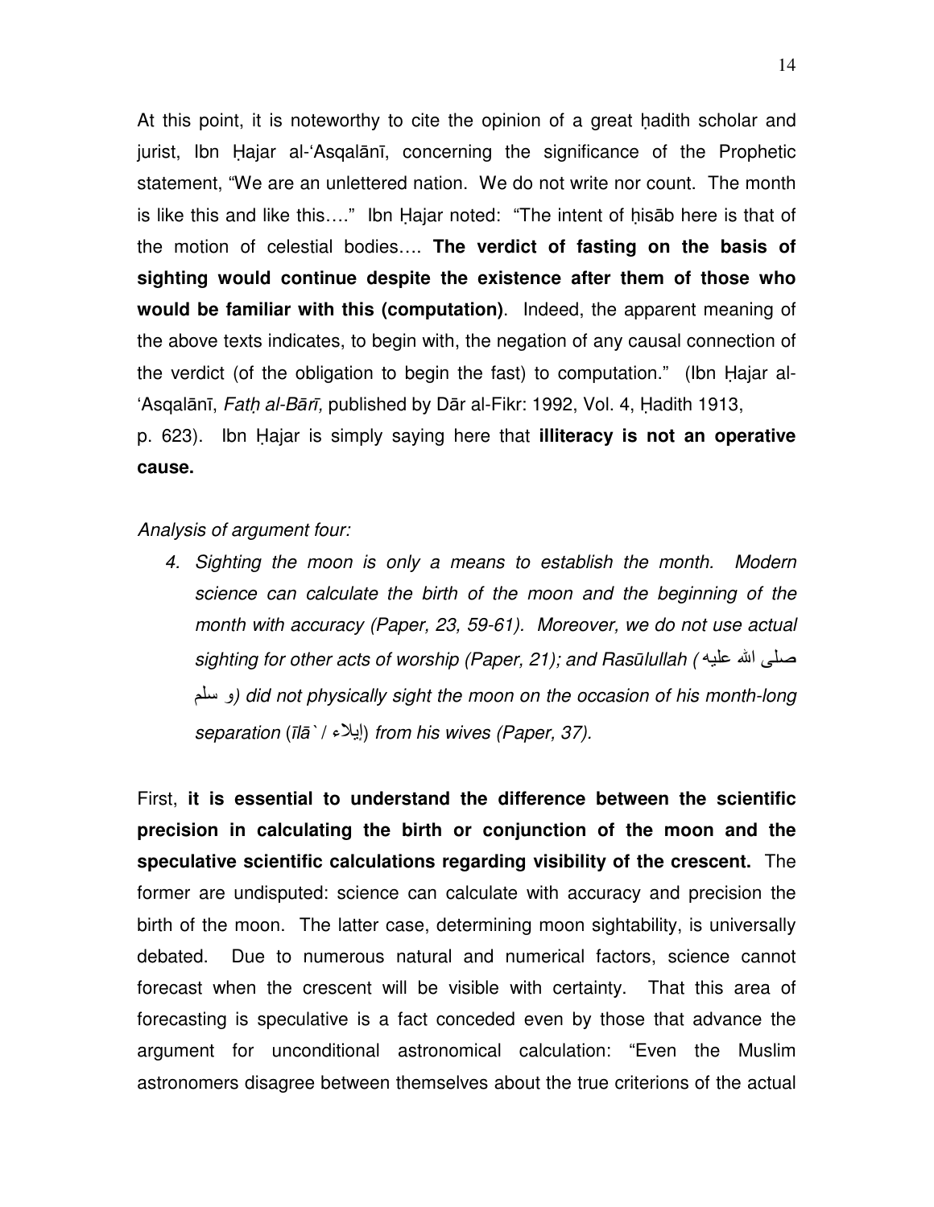At this point, it is noteworthy to cite the opinion of a great ḥadith scholar and jurist, Ibn Ḥajar al-ʻAsqalānī, concerning the significance of the Prophetic statement, "We are an unlettered nation. We do not write nor count. The month is like this and like this…." Ibn Ḥajar noted: "The intent of ḥisāb here is that of the motion of celestial bodies…. **The verdict of fasting on the basis of sighting would continue despite the existence after them of those who would be familiar with this (computation)**. Indeed, the apparent meaning of the above texts indicates, to begin with, the negation of any causal connection of the verdict (of the obligation to begin the fast) to computation." (Ibn Ḥajar al-ʻAsqalānī, *Fatḥ al-Bārī,* published by Dār al-Fikr: 1992, Vol. 4, Ḥadith 1913, p. 623). Ibn Ḥajar is simply saying here that **illiteracy is not an operative cause.**

*Analysis of argument four:*

4. *Sighting the moon is only a means to establish the month. Modern science can calculate the birth of the moon and the beginning of the month with accuracy (Paper, 23, 59-61). Moreover, we do not use actual sighting for other acts of worship (Paper, 21); and Rasūlullah (صلى الله عليه و سلم) did not physically sight the moon on the occasion of his month-long separation (īlā` / إيلاء) from his wives (Paper, 37).*

First, **it is essential to understand the difference between the scientific precision in calculating the birth or conjunction of the moon and the speculative scientific calculations regarding visibility of the crescent.** The former are undisputed: science can calculate with accuracy and precision the birth of the moon. The latter case, determining moon sightability, is universally debated. Due to numerous natural and numerical factors, science cannot forecast when the crescent will be visible with certainty. That this area of forecasting is speculative is a fact conceded even by those that advance the argument for unconditional astronomical calculation: "Even the Muslim astronomers disagree between themselves about the true criterions of the actual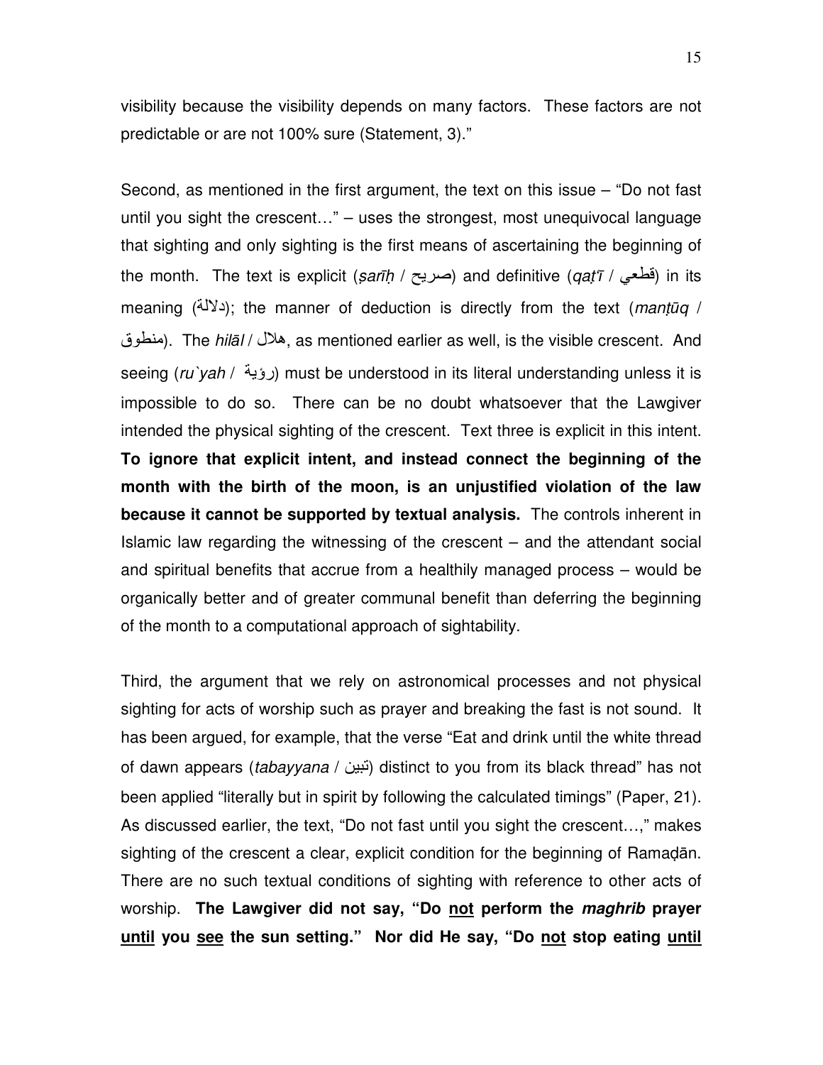visibility because the visibility depends on many factors. These factors are not predictable or are not 100% sure (Statement, 3)."

Second, as mentioned in the first argument, the text on this issue – "Do not fast until you sight the crescent…" – uses the strongest, most unequivocal language that sighting and only sighting is the first means of ascertaining the beginning of the month. The text is explicit (*ṣarīḥ* / صريح) and definitive (*qaṭ'ī* / قطعي) in its meaning (دلالة); the manner of deduction is directly from the text (*manṭūq* / منطوق). The *hilāl* / هلال, as mentioned earlier as well, is the visible crescent. And seeing (*ru`yah* / رؤية) must be understood in its literal understanding unless it is impossible to do so. There can be no doubt whatsoever that the Lawgiver intended the physical sighting of the crescent. Text three is explicit in this intent. **To ignore that explicit intent, and instead connect the beginning of the month with the birth of the moon, is an unjustified violation of the law because it cannot be supported by textual analysis.** The controls inherent in Islamic law regarding the witnessing of the crescent – and the attendant social and spiritual benefits that accrue from a healthily managed process – would be organically better and of greater communal benefit than deferring the beginning of the month to a computational approach of sightability.

Third, the argument that we rely on astronomical processes and not physical sighting for acts of worship such as prayer and breaking the fast is not sound. It has been argued, for example, that the verse "Eat and drink until the white thread of dawn appears (*tabayyana* / تبين) distinct to you from its black thread" has not been applied "literally but in spirit by following the calculated timings" (Paper, 21). As discussed earlier, the text, "Do not fast until you sight the crescent…," makes sighting of the crescent a clear, explicit condition for the beginning of Ramaḍān. There are no such textual conditions of sighting with reference to other acts of worship. **The Lawgiver did not say, "Do <u>not</u> perform the *maghrib* prayer <u>until</u> you <u>see</u> the sun setting." Nor did He say, "Do <u>not</u> stop eating <u>until</u>**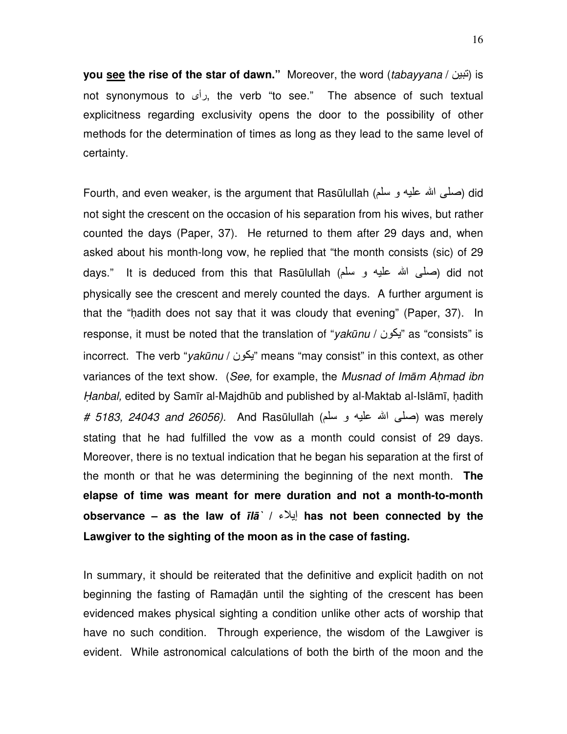**you <u>see</u> the rise of the star of dawn."** Moreover, the word (*tabayyana* / تبين) is not synonymous to رأى, the verb "to see." The absence of such textual explicitness regarding exclusivity opens the door to the possibility of other methods for the determination of times as long as they lead to the same level of certainty.

Fourth, and even weaker, is the argument that Rasūlullah (صلى الله عليه و سلم) did not sight the crescent on the occasion of his separation from his wives, but rather counted the days (Paper, 37). He returned to them after 29 days and, when asked about his month-long vow, he replied that "the month consists (sic) of 29 days." It is deduced from this that Rasūlullah (صلى الله عليه و سلم) did not physically see the crescent and merely counted the days. A further argument is that the "ḥadith does not say that it was cloudy that evening" (Paper, 37). In response, it must be noted that the translation of "*yakūnu* / يكون" as "consists" is incorrect. The verb "*yakūnu* / يكون" means "may consist" in this context, as other variances of the text show. (*See,* for example, the *Musnad of Imām Aḥmad ibn Ḥanbal,* edited by Samīr al-Majdhūb and published by al-Maktab al-Islāmī, ḥadith *# 5183, 24043 and 26056).* And Rasūlullah (صلى الله عليه و سلم) was merely stating that he had fulfilled the vow as a month could consist of 29 days. Moreover, there is no textual indication that he began his separation at the first of the month or that he was determining the beginning of the next month. **The elapse of time was meant for mere duration and not a month-to-month observance – as the law of *īlā`* / إيلاء has not been connected by the Lawgiver to the sighting of the moon as in the case of fasting.**

In summary, it should be reiterated that the definitive and explicit ḥadith on not beginning the fasting of Ramaḍān until the sighting of the crescent has been evidenced makes physical sighting a condition unlike other acts of worship that have no such condition. Through experience, the wisdom of the Lawgiver is evident. While astronomical calculations of both the birth of the moon and the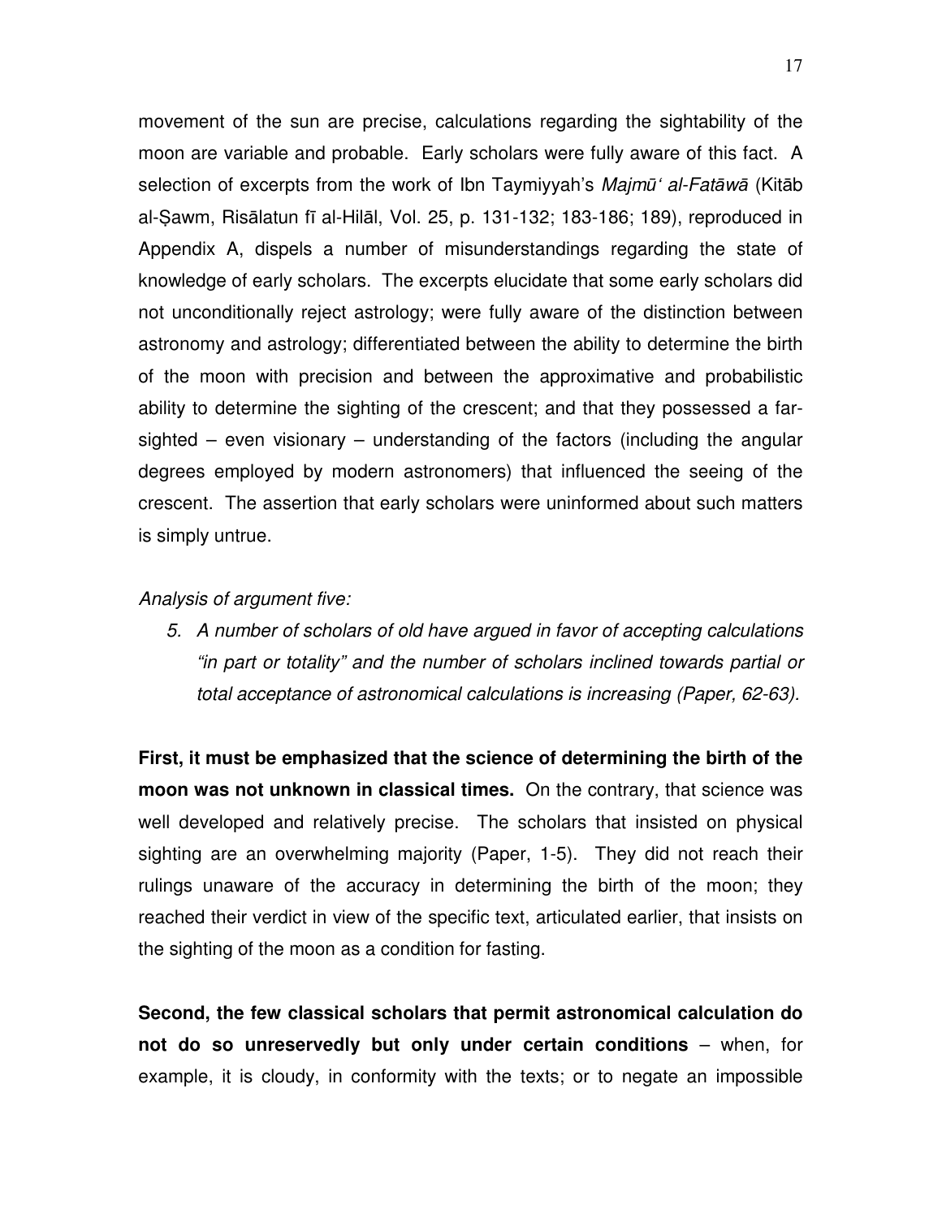movement of the sun are precise, calculations regarding the sightability of the moon are variable and probable. Early scholars were fully aware of this fact. A selection of excerpts from the work of Ibn Taymiyyah's *Majmūʿ al-Fatāwā* (Kitāb al-Ṣawm, Risālatun fī al-Hilāl, Vol. 25, p. 131-132; 183-186; 189), reproduced in Appendix A, dispels a number of misunderstandings regarding the state of knowledge of early scholars. The excerpts elucidate that some early scholars did not unconditionally reject astrology; were fully aware of the distinction between astronomy and astrology; differentiated between the ability to determine the birth of the moon with precision and between the approximative and probabilistic ability to determine the sighting of the crescent; and that they possessed a far-sighted – even visionary – understanding of the factors (including the angular degrees employed by modern astronomers) that influenced the seeing of the crescent. The assertion that early scholars were uninformed about such matters is simply untrue.

*Analysis of argument five:*

5. *A number of scholars of old have argued in favor of accepting calculations "in part or totality" and the number of scholars inclined towards partial or total acceptance of astronomical calculations is increasing (Paper, 62-63).*

**First, it must be emphasized that the science of determining the birth of the moon was not unknown in classical times.** On the contrary, that science was well developed and relatively precise. The scholars that insisted on physical sighting are an overwhelming majority (Paper, 1-5). They did not reach their rulings unaware of the accuracy in determining the birth of the moon; they reached their verdict in view of the specific text, articulated earlier, that insists on the sighting of the moon as a condition for fasting.

**Second, the few classical scholars that permit astronomical calculation do not do so unreservedly but only under certain conditions** – when, for example, it is cloudy, in conformity with the texts; or to negate an impossible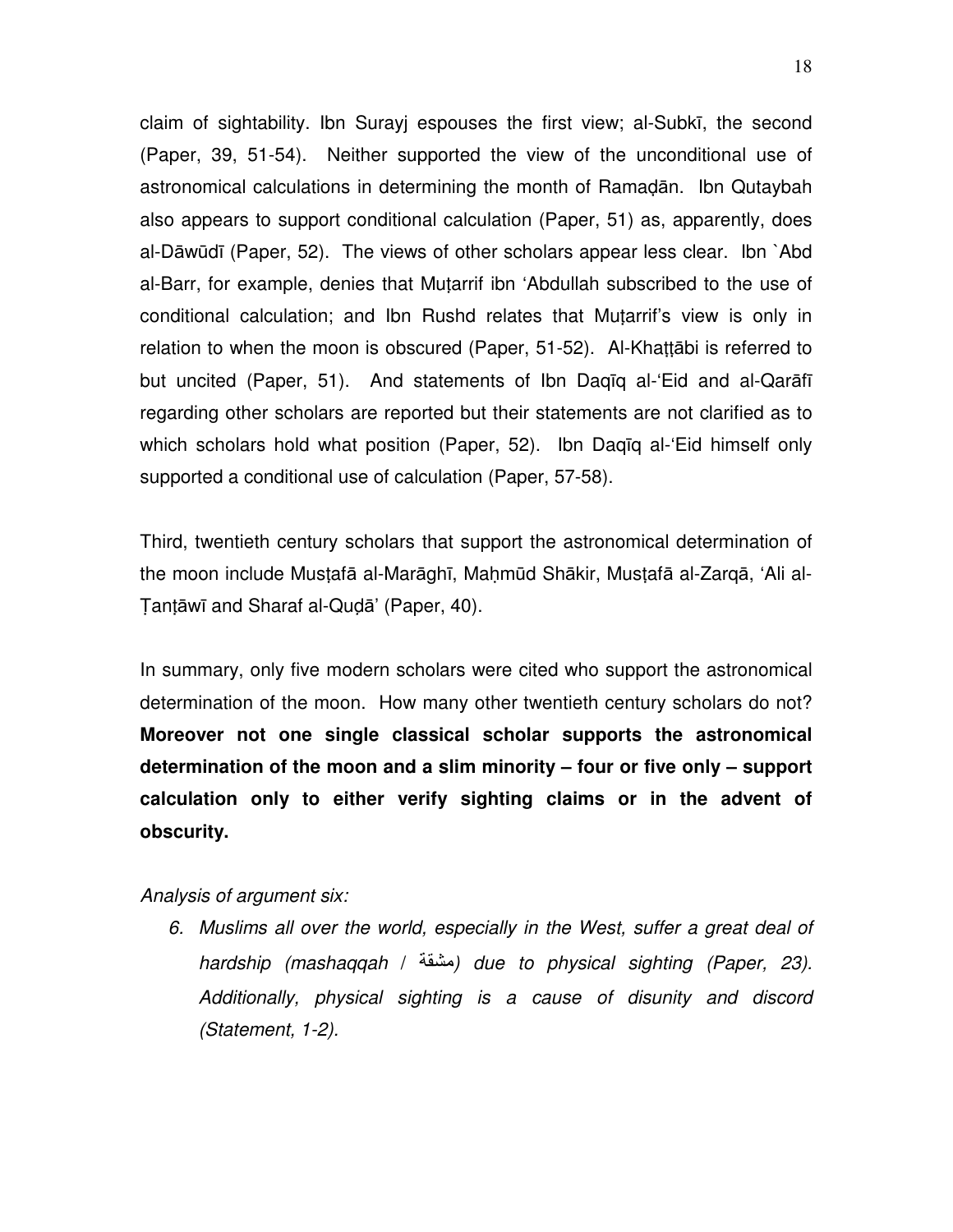claim of sightability. Ibn Surayj espouses the first view; al-Subkī, the second (Paper, 39, 51-54). Neither supported the view of the unconditional use of astronomical calculations in determining the month of Ramaḍān. Ibn Qutaybah also appears to support conditional calculation (Paper, 51) as, apparently, does al-Dāwūdī (Paper, 52). The views of other scholars appear less clear. Ibn `Abd al-Barr, for example, denies that Muṭarrif ibn 'Abdullah subscribed to the use of conditional calculation; and Ibn Rushd relates that Muṭarrif's view is only in relation to when the moon is obscured (Paper, 51-52). Al-Khaṭṭābi is referred to but uncited (Paper, 51). And statements of Ibn Daqīq al-'Eid and al-Qarāfī regarding other scholars are reported but their statements are not clarified as to which scholars hold what position (Paper, 52). Ibn Daqīq al-'Eid himself only supported a conditional use of calculation (Paper, 57-58).

Third, twentieth century scholars that support the astronomical determination of the moon include Musṭafā al-Marāghī, Maḥmūd Shākir, Musṭafā al-Zarqā, 'Ali al-Ṭanṭāwī and Sharaf al-Quḍā' (Paper, 40).

In summary, only five modern scholars were cited who support the astronomical determination of the moon. How many other twentieth century scholars do not? **Moreover not one single classical scholar supports the astronomical determination of the moon and a slim minority – four or five only – support calculation only to either verify sighting claims or in the advent of obscurity.**

*Analysis of argument six:*

6. *Muslims all over the world, especially in the West, suffer a great deal of hardship (mashaqqah / مشقة) due to physical sighting (Paper, 23). Additionally, physical sighting is a cause of disunity and discord (Statement, 1-2).*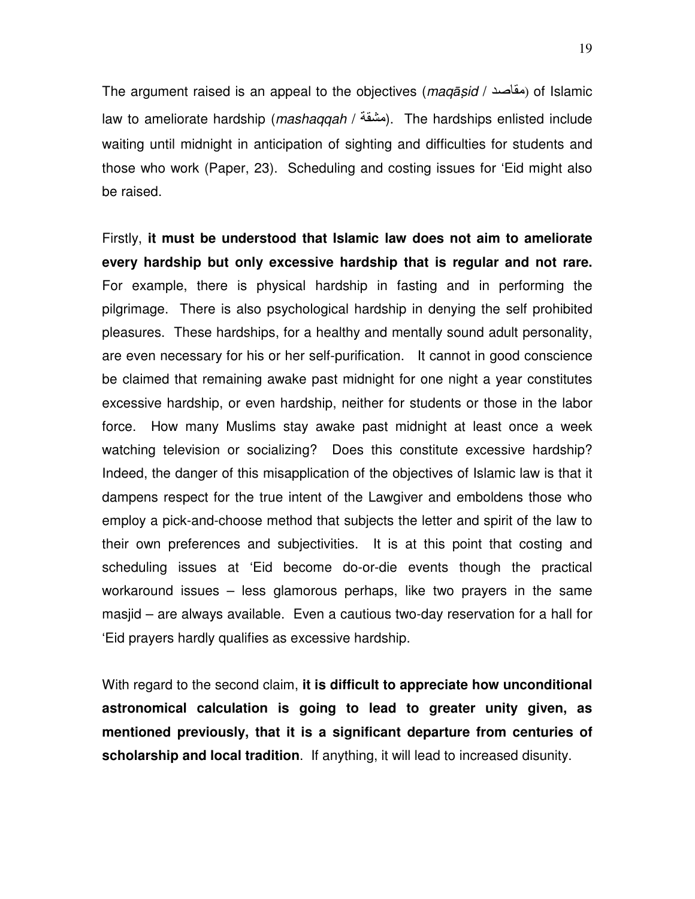The argument raised is an appeal to the objectives (*maqāṣid* / مقاصد) of Islamic law to ameliorate hardship (*mashaqqah* / مشقة). The hardships enlisted include waiting until midnight in anticipation of sighting and difficulties for students and those who work (Paper, 23). Scheduling and costing issues for 'Eid might also be raised.

Firstly, **it must be understood that Islamic law does not aim to ameliorate every hardship but only excessive hardship that is regular and not rare.** For example, there is physical hardship in fasting and in performing the pilgrimage. There is also psychological hardship in denying the self prohibited pleasures. These hardships, for a healthy and mentally sound adult personality, are even necessary for his or her self-purification. It cannot in good conscience be claimed that remaining awake past midnight for one night a year constitutes excessive hardship, or even hardship, neither for students or those in the labor force. How many Muslims stay awake past midnight at least once a week watching television or socializing? Does this constitute excessive hardship? Indeed, the danger of this misapplication of the objectives of Islamic law is that it dampens respect for the true intent of the Lawgiver and emboldens those who employ a pick-and-choose method that subjects the letter and spirit of the law to their own preferences and subjectivities. It is at this point that costing and scheduling issues at 'Eid become do-or-die events though the practical workaround issues – less glamorous perhaps, like two prayers in the same masjid – are always available. Even a cautious two-day reservation for a hall for 'Eid prayers hardly qualifies as excessive hardship.

With regard to the second claim, **it is difficult to appreciate how unconditional astronomical calculation is going to lead to greater unity given, as mentioned previously, that it is a significant departure from centuries of scholarship and local tradition**. If anything, it will lead to increased disunity.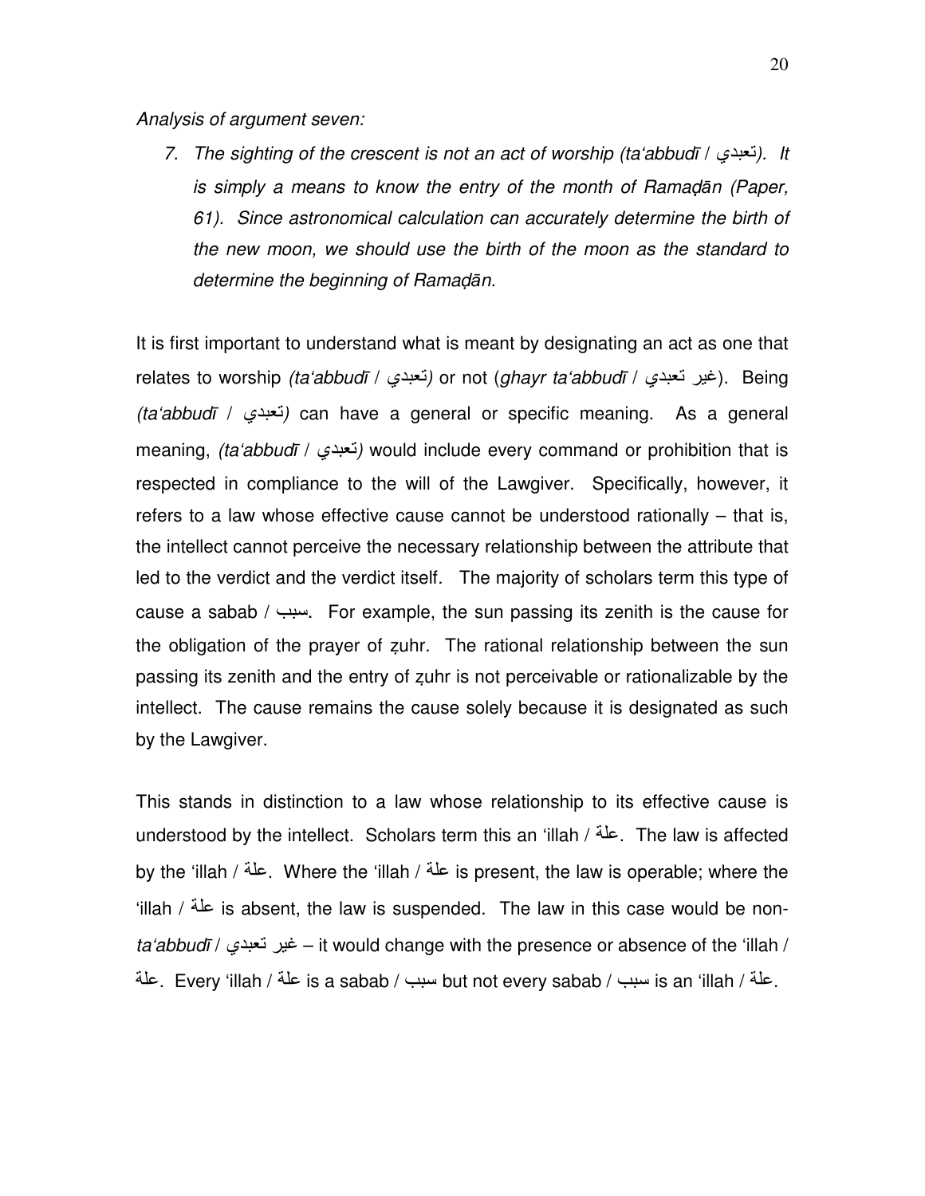*Analysis of argument seven:*

7. *The sighting of the crescent is not an act of worship (ta'abbudī / تعبدي). It is simply a means to know the entry of the month of Ramaḍān (Paper, 61). Since astronomical calculation can accurately determine the birth of the new moon, we should use the birth of the moon as the standard to determine the beginning of Ramaḍān.*

It is first important to understand what is meant by designating an act as one that relates to worship *(ta'abbudī / تعبدي)* or not (*ghayr ta'abbudī* / غير تعبدي). Being *(ta'abbudī / تعبدي)* can have a general or specific meaning. As a general meaning, *(ta'abbudī / تعبدي)* would include every command or prohibition that is respected in compliance to the will of the Lawgiver. Specifically, however, it refers to a law whose effective cause cannot be understood rationally – that is, the intellect cannot perceive the necessary relationship between the attribute that led to the verdict and the verdict itself. The majority of scholars term this type of cause a sabab / سبب. For example, the sun passing its zenith is the cause for the obligation of the prayer of ẓuhr. The rational relationship between the sun passing its zenith and the entry of ẓuhr is not perceivable or rationalizable by the intellect. The cause remains the cause solely because it is designated as such by the Lawgiver.

This stands in distinction to a law whose relationship to its effective cause is understood by the intellect. Scholars term this an 'illah / علة. The law is affected by the 'illah / علة. Where the 'illah / علة is present, the law is operable; where the 'illah / علة is absent, the law is suspended. The law in this case would be non-*ta'abbudī* / غير تعبدي – it would change with the presence or absence of the 'illah / علة. Every 'illah / علة is a sabab / سبب but not every sabab / سبب is an 'illah / علة.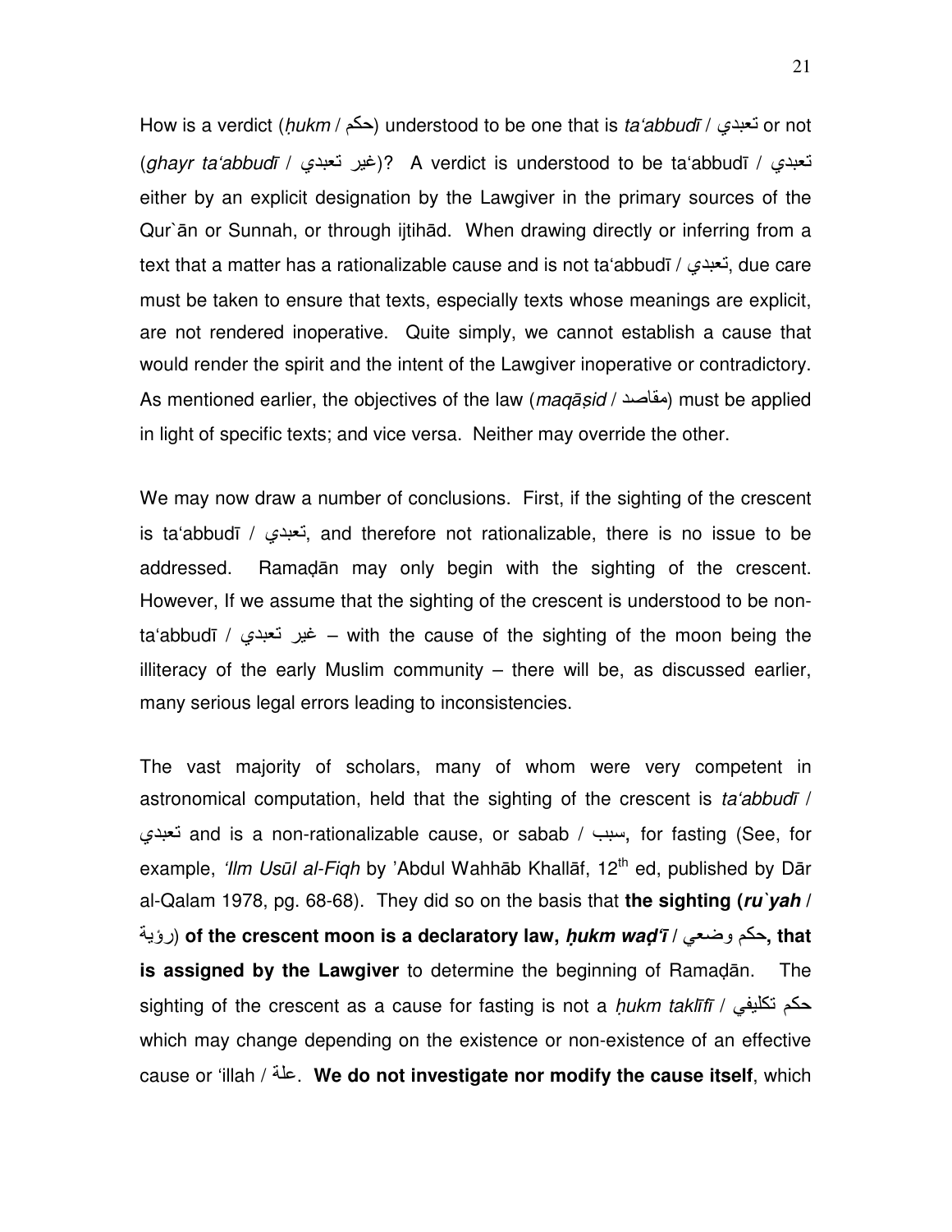How is a verdict (*ḥukm* / حكم) understood to be one that is *ta'abbudī* / تعبدي or not (*ghayr ta'abbudī* / غير تعبدي)? A verdict is understood to be ta'abbudī / تعبدي either by an explicit designation by the Lawgiver in the primary sources of the Qur`ān or Sunnah, or through ijtihād. When drawing directly or inferring from a text that a matter has a rationalizable cause and is not ta'abbudī / تعبدي, due care must be taken to ensure that texts, especially texts whose meanings are explicit, are not rendered inoperative. Quite simply, we cannot establish a cause that would render the spirit and the intent of the Lawgiver inoperative or contradictory. As mentioned earlier, the objectives of the law (*maqāṣid* / مقاصد) must be applied in light of specific texts; and vice versa. Neither may override the other.

We may now draw a number of conclusions. First, if the sighting of the crescent is ta'abbudī / تعبدي, and therefore not rationalizable, there is no issue to be addressed. Ramaḍān may only begin with the sighting of the crescent. However, If we assume that the sighting of the crescent is understood to be non-ta'abbudī / غير تعبدي – with the cause of the sighting of the moon being the illiteracy of the early Muslim community – there will be, as discussed earlier, many serious legal errors leading to inconsistencies.

The vast majority of scholars, many of whom were very competent in astronomical computation, held that the sighting of the crescent is *ta'abbudī* / تعبدي and is a non-rationalizable cause, or sabab / سبب, for fasting (See, for example, *'Ilm Usūl al-Fiqh* by 'Abdul Wahhāb Khallāf, 12th ed, published by Dār al-Qalam 1978, pg. 68-68). They did so on the basis that **the sighting (*ru`yah* / رؤية) of the crescent moon is a declaratory law, *ḥukm waḍ'ī* / حكم وضعي, that is assigned by the Lawgiver** to determine the beginning of Ramaḍān. The sighting of the crescent as a cause for fasting is not a *ḥukm taklīfī* / حكم تكليفي which may change depending on the existence or non-existence of an effective cause or 'illah / علة. **We do not investigate nor modify the cause itself**, which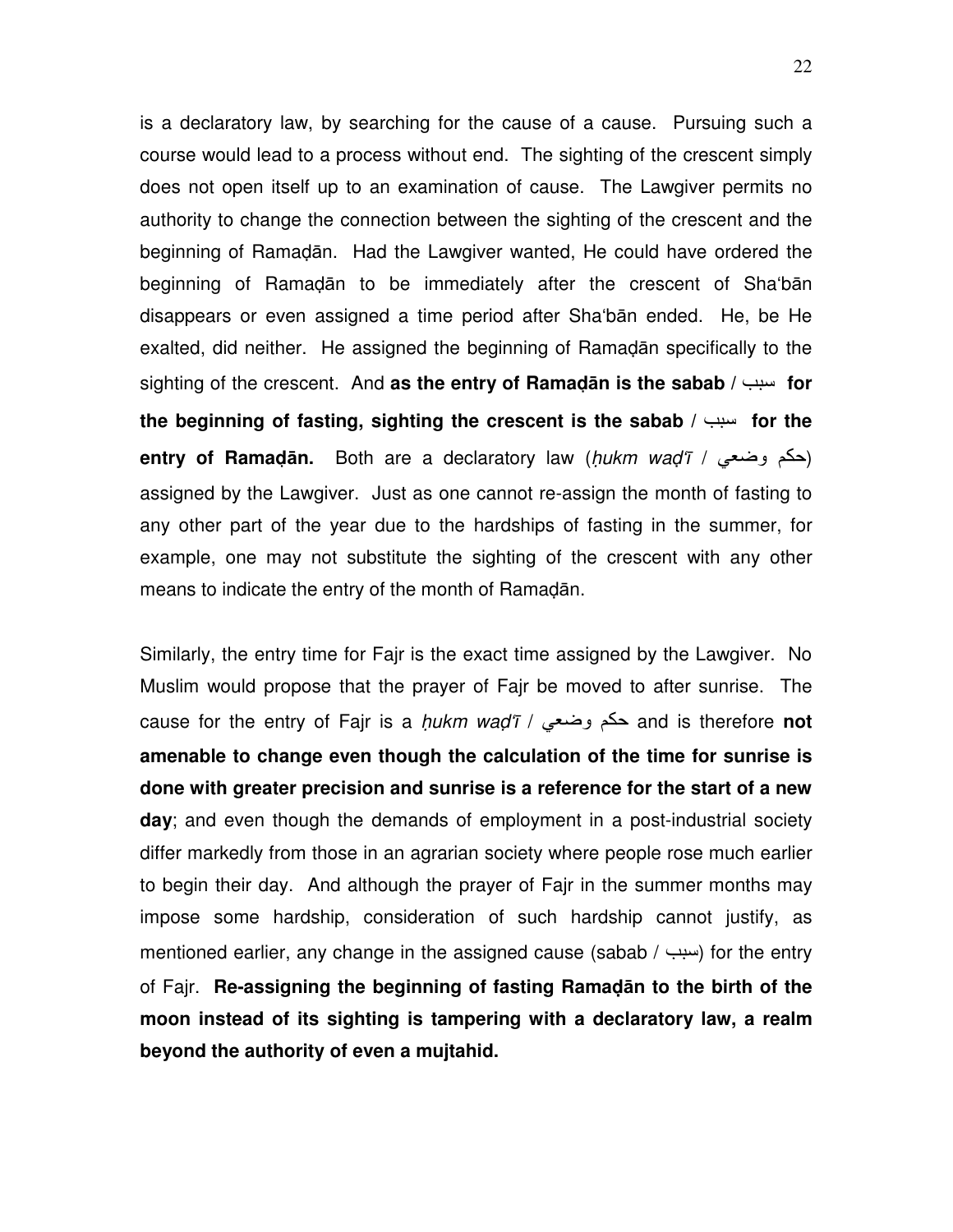is a declaratory law, by searching for the cause of a cause. Pursuing such a course would lead to a process without end. The sighting of the crescent simply does not open itself up to an examination of cause. The Lawgiver permits no authority to change the connection between the sighting of the crescent and the beginning of Ramaḍān. Had the Lawgiver wanted, He could have ordered the beginning of Ramaḍān to be immediately after the crescent of Sha'bān disappears or even assigned a time period after Sha'bān ended. He, be He exalted, did neither. He assigned the beginning of Ramaḍān specifically to the sighting of the crescent. And **as the entry of Ramaḍān is the sabab / سبب for the beginning of fasting, sighting the crescent is the sabab / سبب for the entry of Ramaḍān.** Both are a declaratory law (*ḥukm waḍ'ī* / حكم وضعي) assigned by the Lawgiver. Just as one cannot re-assign the month of fasting to any other part of the year due to the hardships of fasting in the summer, for example, one may not substitute the sighting of the crescent with any other means to indicate the entry of the month of Ramaḍān.

Similarly, the entry time for Fajr is the exact time assigned by the Lawgiver. No Muslim would propose that the prayer of Fajr be moved to after sunrise. The cause for the entry of Fajr is a *ḥukm waḍ'ī* / حكم وضعي and is therefore **not amenable to change even though the calculation of the time for sunrise is done with greater precision and sunrise is a reference for the start of a new day**; and even though the demands of employment in a post-industrial society differ markedly from those in an agrarian society where people rose much earlier to begin their day. And although the prayer of Fajr in the summer months may impose some hardship, consideration of such hardship cannot justify, as mentioned earlier, any change in the assigned cause (sabab / سبب) for the entry of Fajr. **Re-assigning the beginning of fasting Ramaḍān to the birth of the moon instead of its sighting is tampering with a declaratory law, a realm beyond the authority of even a mujtahid.**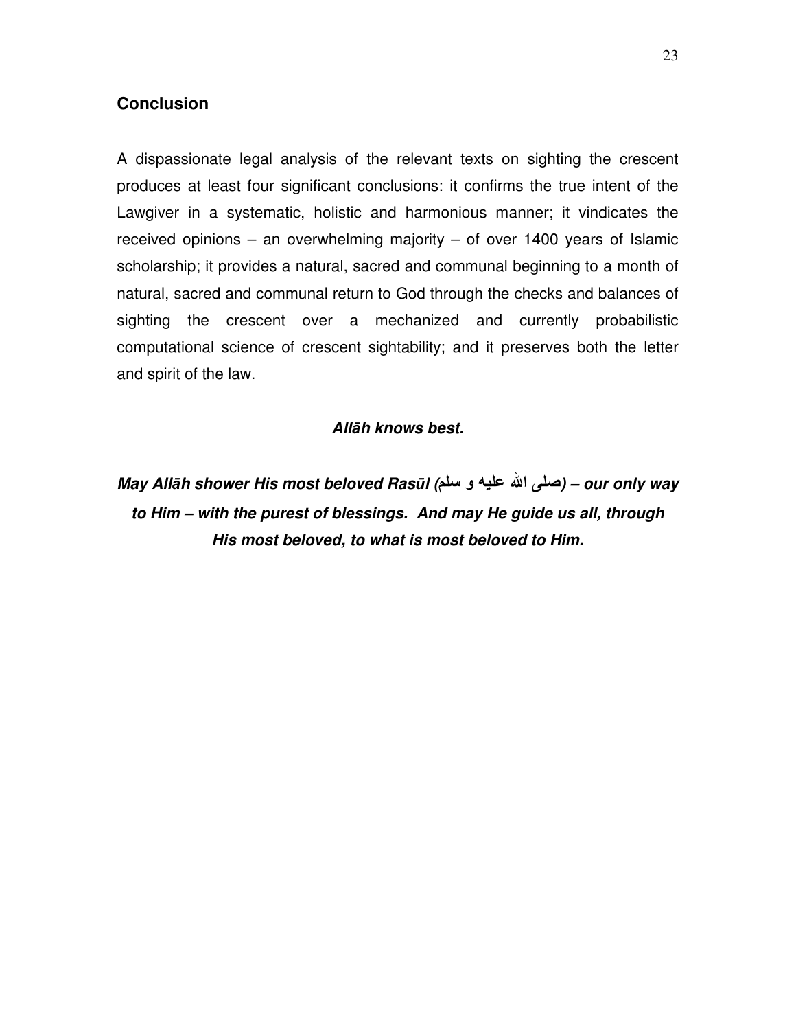## Conclusion

A dispassionate legal analysis of the relevant texts on sighting the crescent produces at least four significant conclusions: it confirms the true intent of the Lawgiver in a systematic, holistic and harmonious manner; it vindicates the received opinions – an overwhelming majority – of over 1400 years of Islamic scholarship; it provides a natural, sacred and communal beginning to a month of natural, sacred and communal return to God through the checks and balances of sighting the crescent over a mechanized and currently probabilistic computational science of crescent sightability; and it preserves both the letter and spirit of the law.

***Allāh knows best.***

***May Allāh shower His most beloved Rasūl (صلى الله عليه و سلم) – our only way to Him – with the purest of blessings. And may He guide us all, through His most beloved, to what is most beloved to Him.***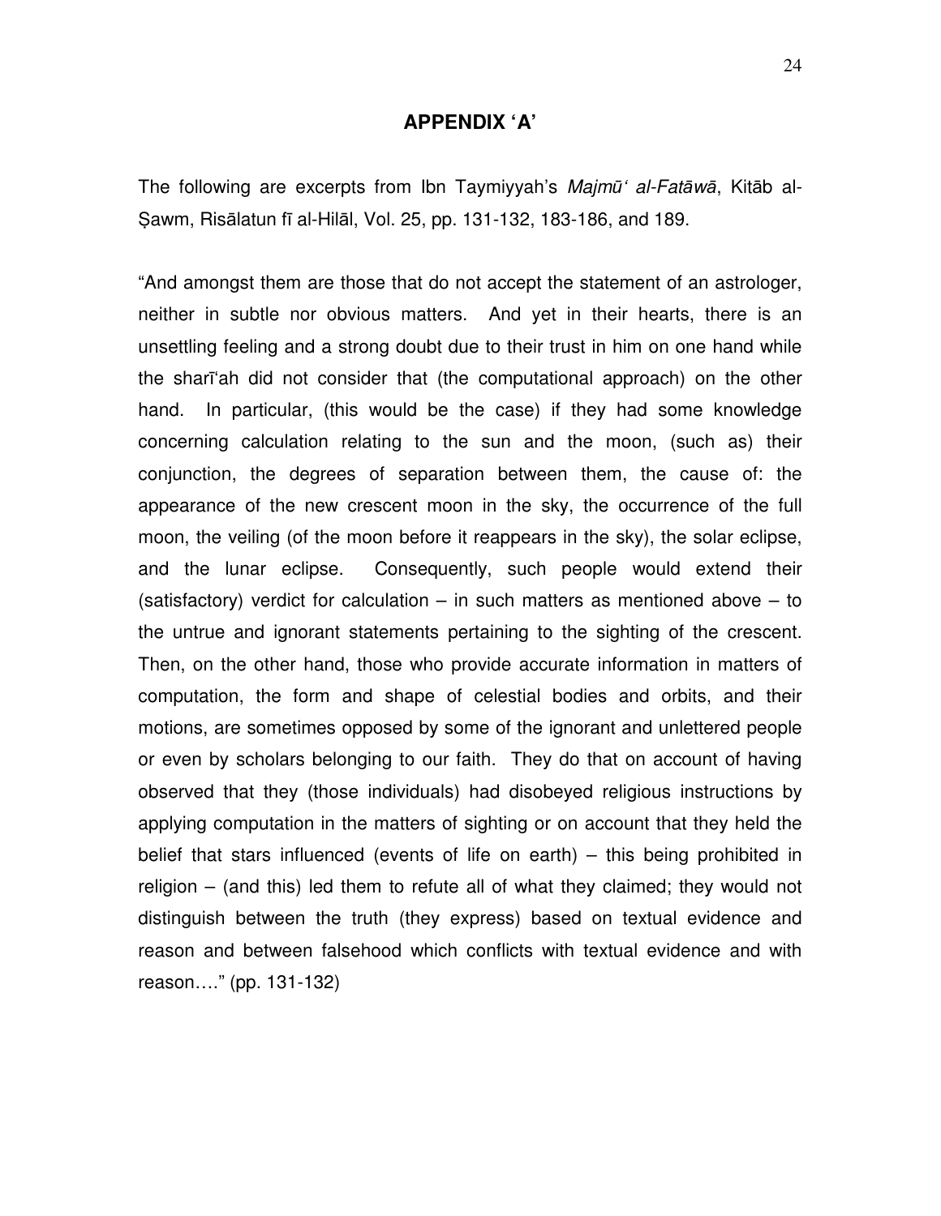## APPENDIX 'A'

The following are excerpts from Ibn Taymiyyah's *Majmū' al-Fatāwā*, Kitāb al-Ṣawm, Risālatun fī al-Hilāl, Vol. 25, pp. 131-132, 183-186, and 189.

"And amongst them are those that do not accept the statement of an astrologer, neither in subtle nor obvious matters. And yet in their hearts, there is an unsettling feeling and a strong doubt due to their trust in him on one hand while the sharī'ah did not consider that (the computational approach) on the other hand. In particular, (this would be the case) if they had some knowledge concerning calculation relating to the sun and the moon, (such as) their conjunction, the degrees of separation between them, the cause of: the appearance of the new crescent moon in the sky, the occurrence of the full moon, the veiling (of the moon before it reappears in the sky), the solar eclipse, and the lunar eclipse. Consequently, such people would extend their (satisfactory) verdict for calculation – in such matters as mentioned above – to the untrue and ignorant statements pertaining to the sighting of the crescent. Then, on the other hand, those who provide accurate information in matters of computation, the form and shape of celestial bodies and orbits, and their motions, are sometimes opposed by some of the ignorant and unlettered people or even by scholars belonging to our faith. They do that on account of having observed that they (those individuals) had disobeyed religious instructions by applying computation in the matters of sighting or on account that they held the belief that stars influenced (events of life on earth) – this being prohibited in religion – (and this) led them to refute all of what they claimed; they would not distinguish between the truth (they express) based on textual evidence and reason and between falsehood which conflicts with textual evidence and with reason…." (pp. 131-132)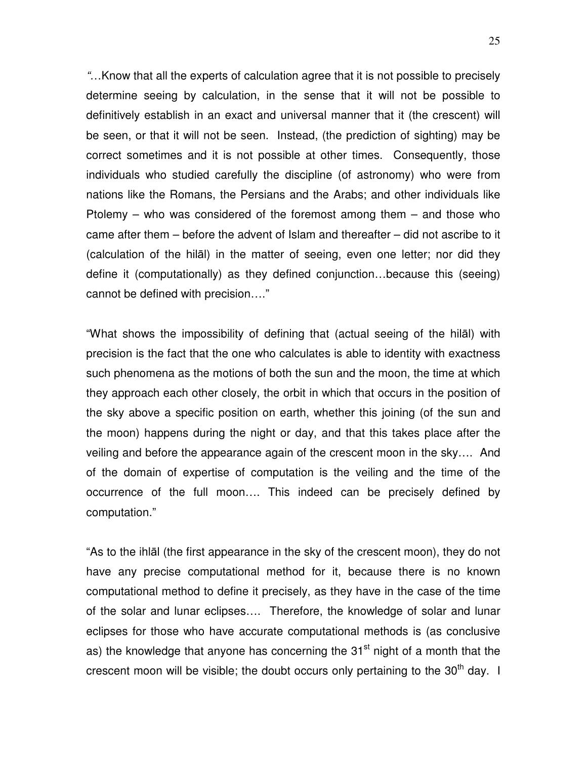"…Know that all the experts of calculation agree that it is not possible to precisely determine seeing by calculation, in the sense that it will not be possible to definitively establish in an exact and universal manner that it (the crescent) will be seen, or that it will not be seen. Instead, (the prediction of sighting) may be correct sometimes and it is not possible at other times. Consequently, those individuals who studied carefully the discipline (of astronomy) who were from nations like the Romans, the Persians and the Arabs; and other individuals like Ptolemy – who was considered of the foremost among them – and those who came after them – before the advent of Islam and thereafter – did not ascribe to it (calculation of the hilāl) in the matter of seeing, even one letter; nor did they define it (computationally) as they defined conjunction…because this (seeing) cannot be defined with precision…."

"What shows the impossibility of defining that (actual seeing of the hilāl) with precision is the fact that the one who calculates is able to identity with exactness such phenomena as the motions of both the sun and the moon, the time at which they approach each other closely, the orbit in which that occurs in the position of the sky above a specific position on earth, whether this joining (of the sun and the moon) happens during the night or day, and that this takes place after the veiling and before the appearance again of the crescent moon in the sky…. And of the domain of expertise of computation is the veiling and the time of the occurrence of the full moon…. This indeed can be precisely defined by computation."

"As to the ihlāl (the first appearance in the sky of the crescent moon), they do not have any precise computational method for it, because there is no known computational method to define it precisely, as they have in the case of the time of the solar and lunar eclipses…. Therefore, the knowledge of solar and lunar eclipses for those who have accurate computational methods is (as conclusive as) the knowledge that anyone has concerning the 31st night of a month that the crescent moon will be visible; the doubt occurs only pertaining to the 30th day. I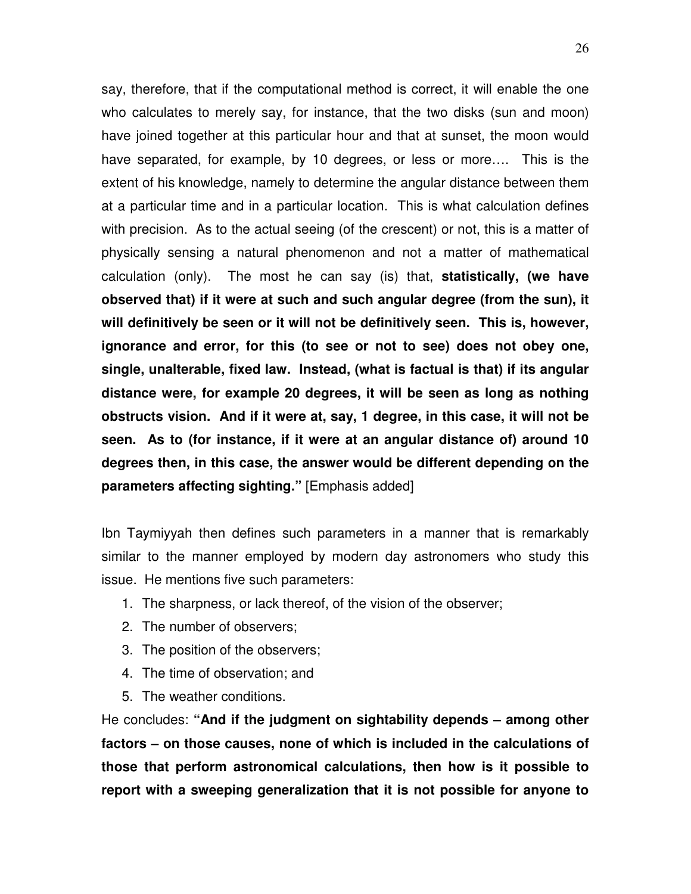say, therefore, that if the computational method is correct, it will enable the one who calculates to merely say, for instance, that the two disks (sun and moon) have joined together at this particular hour and that at sunset, the moon would have separated, for example, by 10 degrees, or less or more…. This is the extent of his knowledge, namely to determine the angular distance between them at a particular time and in a particular location. This is what calculation defines with precision. As to the actual seeing (of the crescent) or not, this is a matter of physically sensing a natural phenomenon and not a matter of mathematical calculation (only). The most he can say (is) that, **statistically, (we have observed that) if it were at such and such angular degree (from the sun), it will definitively be seen or it will not be definitively seen. This is, however, ignorance and error, for this (to see or not to see) does not obey one, single, unalterable, fixed law. Instead, (what is factual is that) if its angular distance were, for example 20 degrees, it will be seen as long as nothing obstructs vision. And if it were at, say, 1 degree, in this case, it will not be seen. As to (for instance, if it were at an angular distance of) around 10 degrees then, in this case, the answer would be different depending on the parameters affecting sighting."** [Emphasis added]

Ibn Taymiyyah then defines such parameters in a manner that is remarkably similar to the manner employed by modern day astronomers who study this issue. He mentions five such parameters:

1. The sharpness, or lack thereof, of the vision of the observer;
2. The number of observers;
3. The position of the observers;
4. The time of observation; and
5. The weather conditions.

He concludes: **"And if the judgment on sightability depends – among other factors – on those causes, none of which is included in the calculations of those that perform astronomical calculations, then how is it possible to report with a sweeping generalization that it is not possible for anyone to**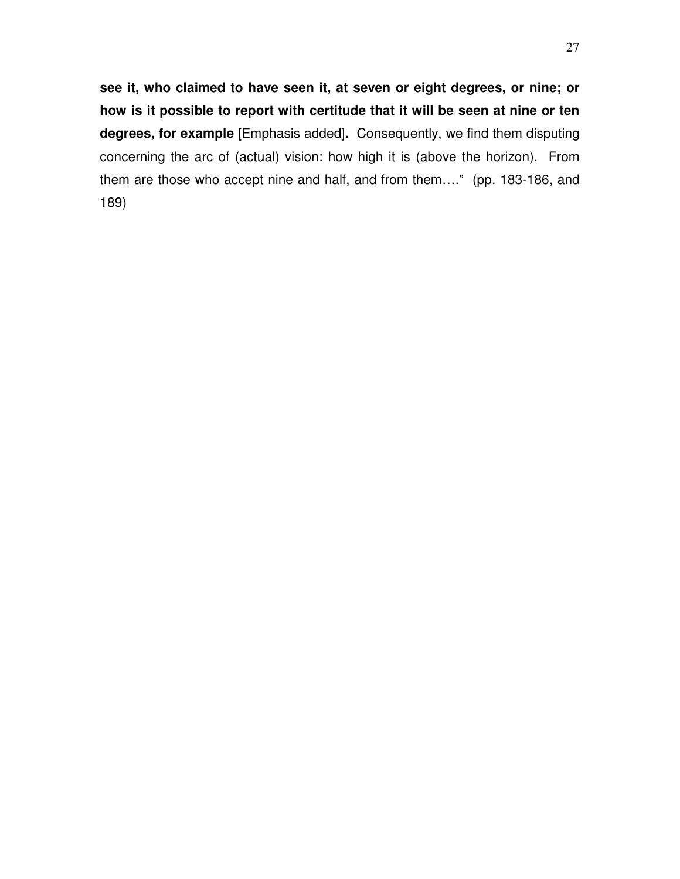**see it, who claimed to have seen it, at seven or eight degrees, or nine; or how is it possible to report with certitude that it will be seen at nine or ten degrees, for example** [Emphasis added]**.** Consequently, we find them disputing concerning the arc of (actual) vision: how high it is (above the horizon). From them are those who accept nine and half, and from them…." (pp. 183-186, and 189)